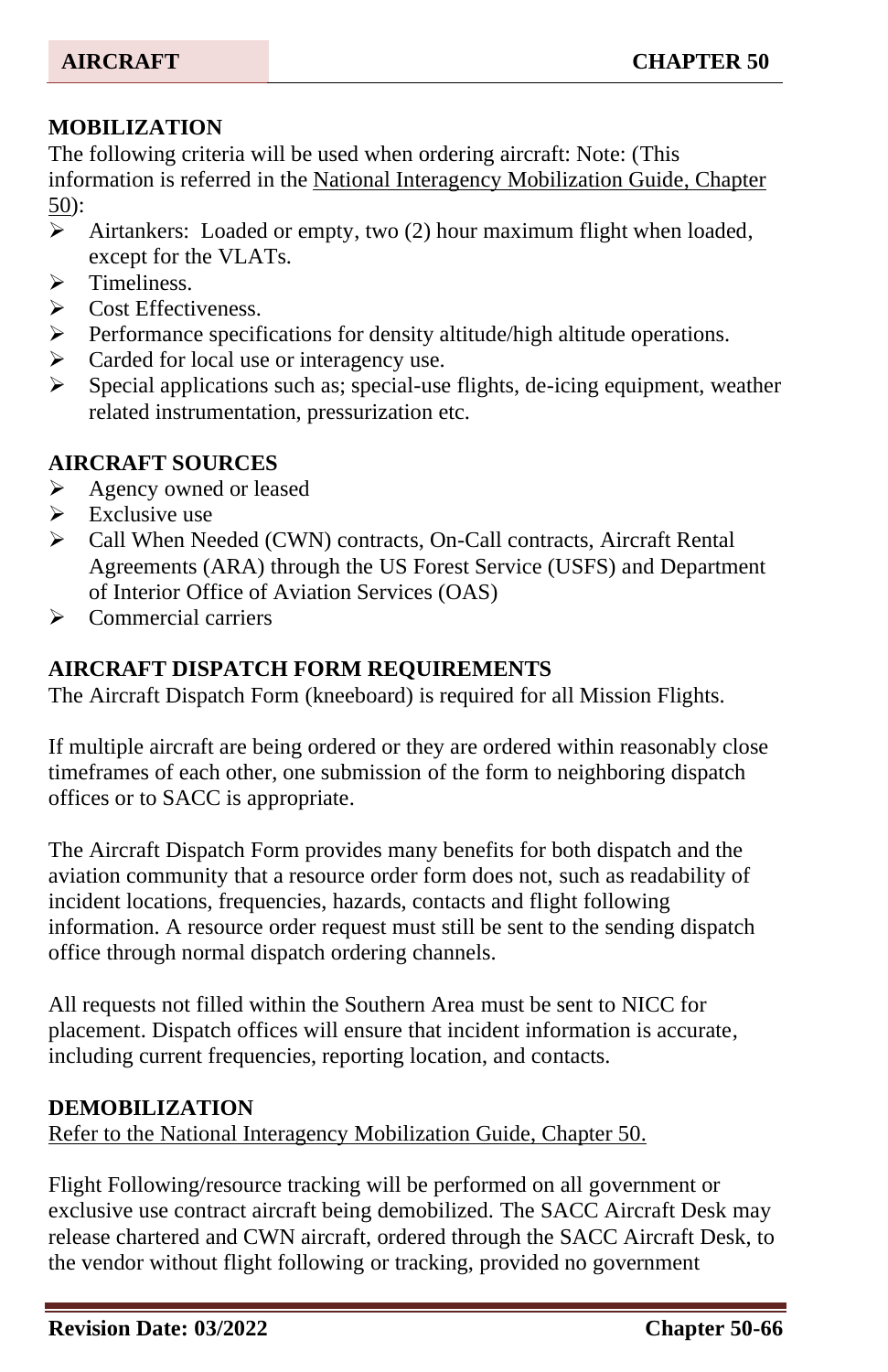## MOBILIZATION

The following criteria will be used when ordering aircraft: Note: (This information is referred in the National Interagency Mobilization Guide, Chapter 50):

- Airtankers: Loaded or empty, two (2) hour maximum flight when loaded, except for the VLATs.
- Timeliness.
- Cost Effectiveness.
- Performance specifications for density altitude/high altitude operations.
- Carded for local use or interagency use.
- Special applications such as; special-use flights, de-icing equipment, weather related instrumentation, pressurization etc.

## AIRCRAFT SOURCES

- Agency owned or leased
- Exclusive use
- Call When Needed (CWN) contracts, On-Call contracts, Aircraft Rental Agreements (ARA) through the US Forest Service (USFS) and Department of Interior Office of Aviation Services (OAS)
- Commercial carriers

## AIRCRAFT DISPATCH FORM REQUIREMENTS

The Aircraft Dispatch Form (kneeboard) is required for all Mission Flights.

If multiple aircraft are being ordered or they are ordered within reasonably close timeframes of each other, one submission of the form to neighboring dispatch offices or to SACC is appropriate.

The Aircraft Dispatch Form provides many benefits for both dispatch and the aviation community that a resource order form does not, such as readability of incident locations, frequencies, hazards, contacts and flight following information. A resource order request must still be sent to the sending dispatch office through normal dispatch ordering channels.

All requests not filled within the Southern Area must be sent to NICC for placement. Dispatch offices will ensure that incident information is accurate, including current frequencies, reporting location, and contacts.

## DEMOBILIZATION

Refer to the National Interagency Mobilization Guide, Chapter 50.

Flight Following/resource tracking will be performed on all government or exclusive use contract aircraft being demobilized. The SACC Aircraft Desk may release chartered and CWN aircraft, ordered through the SACC Aircraft Desk, to the vendor without flight following or tracking, provided no government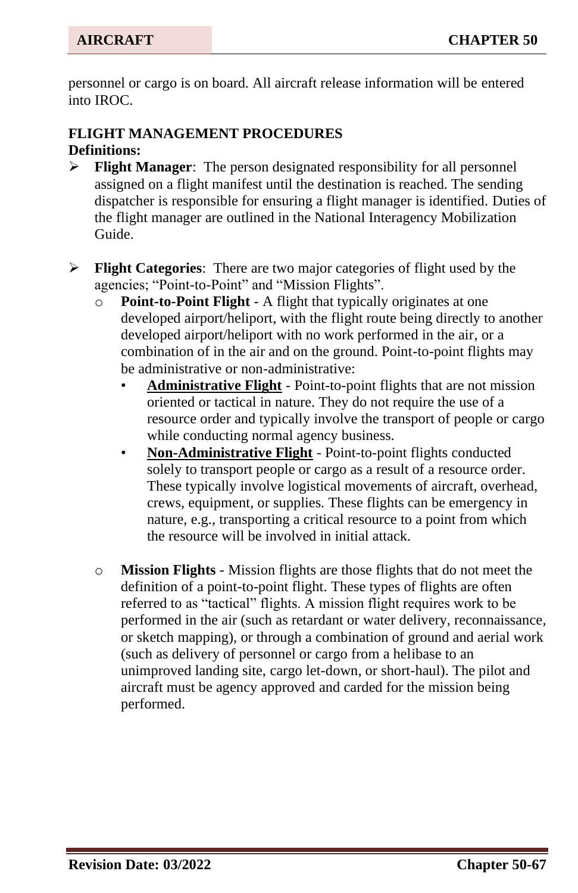personnel or cargo is on board. All aircraft release information will be entered into IROC.

## FLIGHT MANAGEMENT PROCEDURES

**Definitions:**

- **Flight Manager**: The person designated responsibility for all personnel assigned on a flight manifest until the destination is reached. The sending dispatcher is responsible for ensuring a flight manager is identified. Duties of the flight manager are outlined in the National Interagency Mobilization Guide.

- **Flight Categories**: There are two major categories of flight used by the agencies; "Point-to-Point" and "Mission Flights".
  - **Point-to-Point Flight** - A flight that typically originates at one developed airport/heliport, with the flight route being directly to another developed airport/heliport with no work performed in the air, or a combination of in the air and on the ground. Point-to-point flights may be administrative or non-administrative:
    - **Administrative Flight** - Point-to-point flights that are not mission oriented or tactical in nature. They do not require the use of a resource order and typically involve the transport of people or cargo while conducting normal agency business.
    - **Non-Administrative Flight** - Point-to-point flights conducted solely to transport people or cargo as a result of a resource order. These typically involve logistical movements of aircraft, overhead, crews, equipment, or supplies. These flights can be emergency in nature, e.g., transporting a critical resource to a point from which the resource will be involved in initial attack.

  - **Mission Flights** - Mission flights are those flights that do not meet the definition of a point-to-point flight. These types of flights are often referred to as "tactical" flights. A mission flight requires work to be performed in the air (such as retardant or water delivery, reconnaissance, or sketch mapping), or through a combination of ground and aerial work (such as delivery of personnel or cargo from a helibase to an unimproved landing site, cargo let-down, or short-haul). The pilot and aircraft must be agency approved and carded for the mission being performed.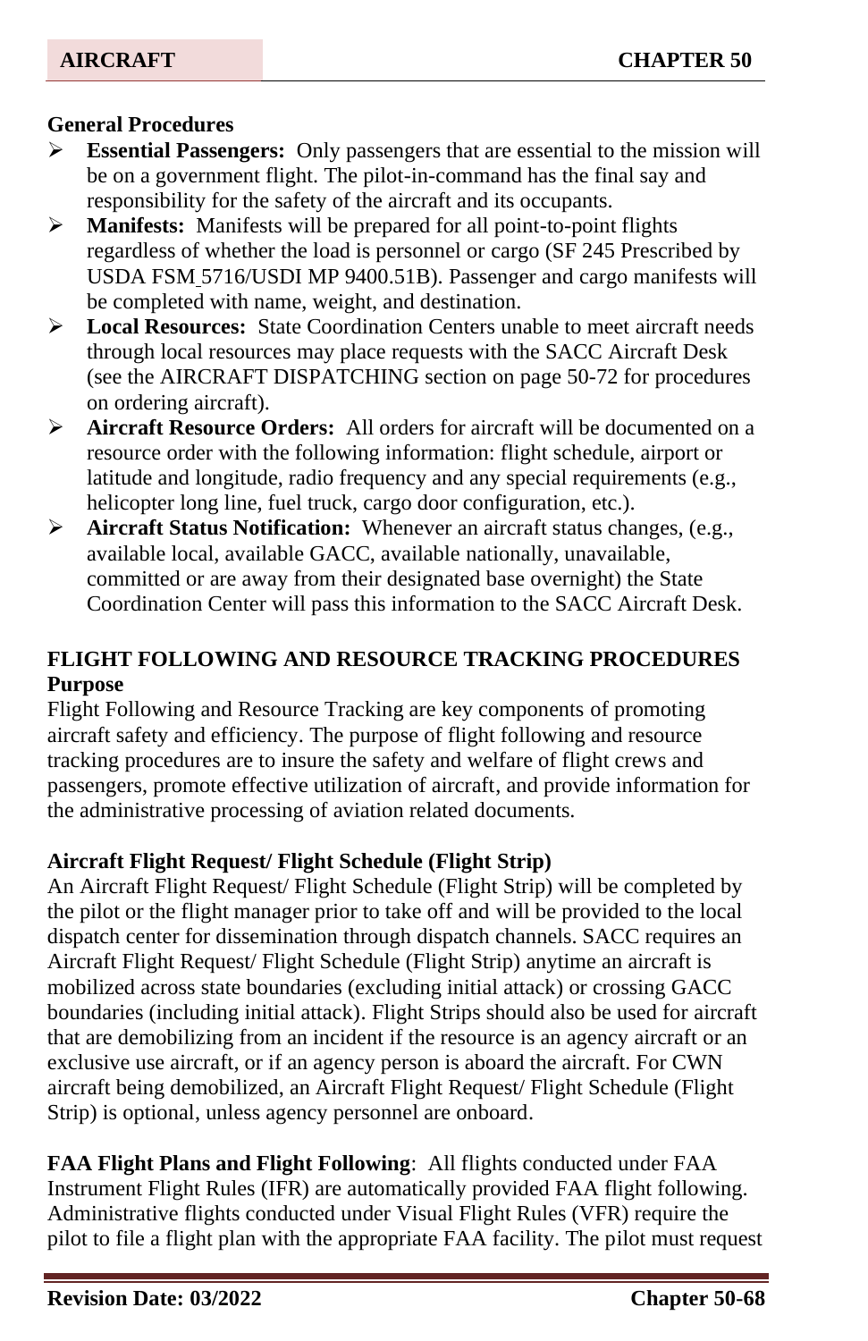### General Procedures

- **Essential Passengers:** Only passengers that are essential to the mission will be on a government flight. The pilot-in-command has the final say and responsibility for the safety of the aircraft and its occupants.
- **Manifests:** Manifests will be prepared for all point-to-point flights regardless of whether the load is personnel or cargo (SF 245 Prescribed by USDA FSM 5716/USDI MP 9400.51B). Passenger and cargo manifests will be completed with name, weight, and destination.
- **Local Resources:** State Coordination Centers unable to meet aircraft needs through local resources may place requests with the SACC Aircraft Desk (see the AIRCRAFT DISPATCHING section on page 50-72 for procedures on ordering aircraft).
- **Aircraft Resource Orders:** All orders for aircraft will be documented on a resource order with the following information: flight schedule, airport or latitude and longitude, radio frequency and any special requirements (e.g., helicopter long line, fuel truck, cargo door configuration, etc.).
- **Aircraft Status Notification:** Whenever an aircraft status changes, (e.g., available local, available GACC, available nationally, unavailable, committed or are away from their designated base overnight) the State Coordination Center will pass this information to the SACC Aircraft Desk.

## FLIGHT FOLLOWING AND RESOURCE TRACKING PROCEDURES

### Purpose

Flight Following and Resource Tracking are key components of promoting aircraft safety and efficiency. The purpose of flight following and resource tracking procedures are to insure the safety and welfare of flight crews and passengers, promote effective utilization of aircraft, and provide information for the administrative processing of aviation related documents.

### Aircraft Flight Request/ Flight Schedule (Flight Strip)

An Aircraft Flight Request/ Flight Schedule (Flight Strip) will be completed by the pilot or the flight manager prior to take off and will be provided to the local dispatch center for dissemination through dispatch channels. SACC requires an Aircraft Flight Request/ Flight Schedule (Flight Strip) anytime an aircraft is mobilized across state boundaries (excluding initial attack) or crossing GACC boundaries (including initial attack). Flight Strips should also be used for aircraft that are demobilizing from an incident if the resource is an agency aircraft or an exclusive use aircraft, or if an agency person is aboard the aircraft. For CWN aircraft being demobilized, an Aircraft Flight Request/ Flight Schedule (Flight Strip) is optional, unless agency personnel are onboard.

**FAA Flight Plans and Flight Following**: All flights conducted under FAA Instrument Flight Rules (IFR) are automatically provided FAA flight following. Administrative flights conducted under Visual Flight Rules (VFR) require the pilot to file a flight plan with the appropriate FAA facility. The pilot must request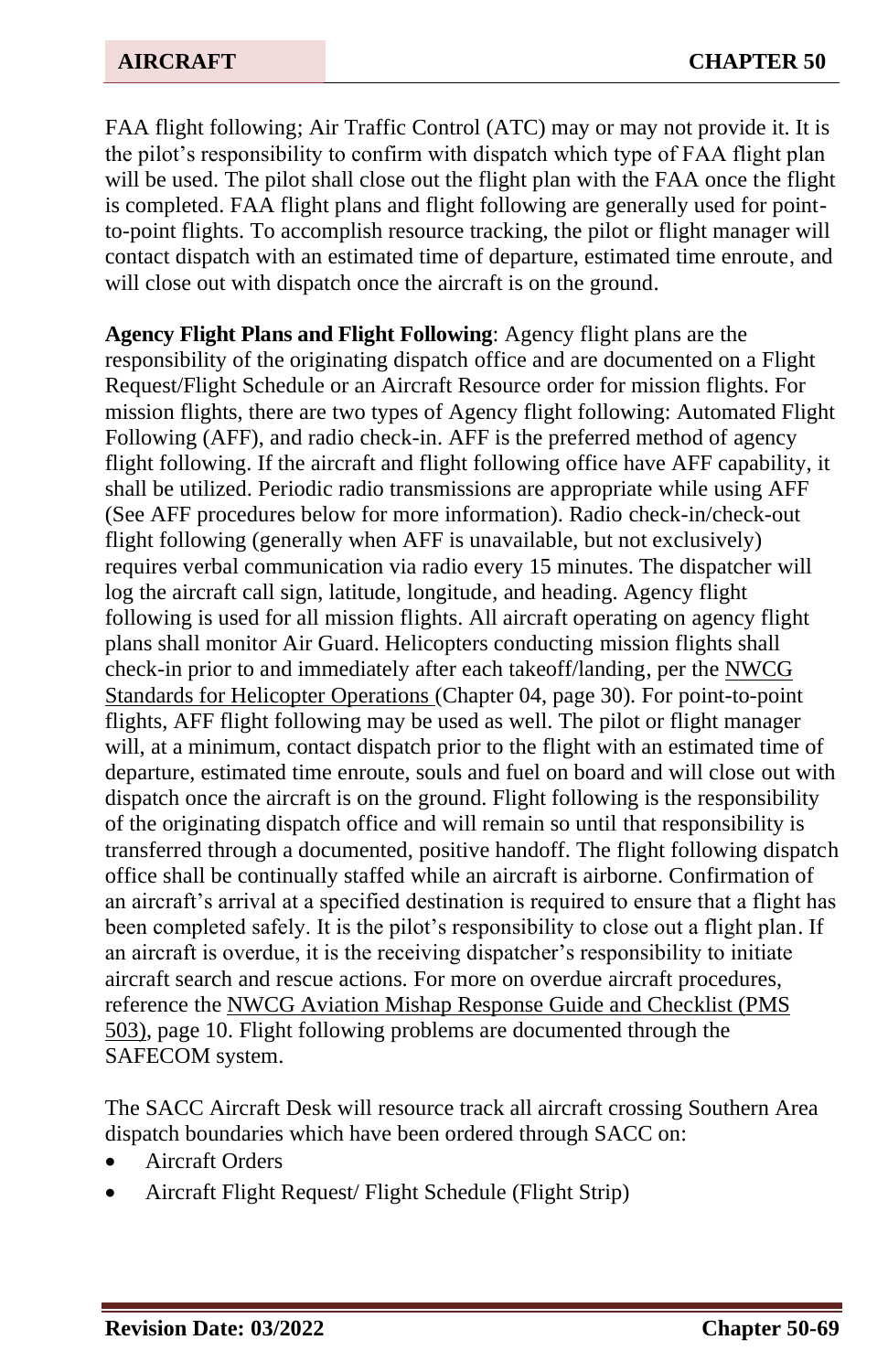FAA flight following; Air Traffic Control (ATC) may or may not provide it. It is the pilot's responsibility to confirm with dispatch which type of FAA flight plan will be used. The pilot shall close out the flight plan with the FAA once the flight is completed. FAA flight plans and flight following are generally used for point-to-point flights. To accomplish resource tracking, the pilot or flight manager will contact dispatch with an estimated time of departure, estimated time enroute, and will close out with dispatch once the aircraft is on the ground.

**Agency Flight Plans and Flight Following**: Agency flight plans are the responsibility of the originating dispatch office and are documented on a Flight Request/Flight Schedule or an Aircraft Resource order for mission flights. For mission flights, there are two types of Agency flight following: Automated Flight Following (AFF), and radio check-in. AFF is the preferred method of agency flight following. If the aircraft and flight following office have AFF capability, it shall be utilized. Periodic radio transmissions are appropriate while using AFF (See AFF procedures below for more information). Radio check-in/check-out flight following (generally when AFF is unavailable, but not exclusively) requires verbal communication via radio every 15 minutes. The dispatcher will log the aircraft call sign, latitude, longitude, and heading. Agency flight following is used for all mission flights. All aircraft operating on agency flight plans shall monitor Air Guard. Helicopters conducting mission flights shall check-in prior to and immediately after each takeoff/landing, per the NWCG Standards for Helicopter Operations (Chapter 04, page 30). For point-to-point flights, AFF flight following may be used as well. The pilot or flight manager will, at a minimum, contact dispatch prior to the flight with an estimated time of departure, estimated time enroute, souls and fuel on board and will close out with dispatch once the aircraft is on the ground. Flight following is the responsibility of the originating dispatch office and will remain so until that responsibility is transferred through a documented, positive handoff. The flight following dispatch office shall be continually staffed while an aircraft is airborne. Confirmation of an aircraft's arrival at a specified destination is required to ensure that a flight has been completed safely. It is the pilot's responsibility to close out a flight plan. If an aircraft is overdue, it is the receiving dispatcher's responsibility to initiate aircraft search and rescue actions. For more on overdue aircraft procedures, reference the NWCG Aviation Mishap Response Guide and Checklist (PMS 503), page 10. Flight following problems are documented through the SAFECOM system.

The SACC Aircraft Desk will resource track all aircraft crossing Southern Area dispatch boundaries which have been ordered through SACC on:

- Aircraft Orders
- Aircraft Flight Request/ Flight Schedule (Flight Strip)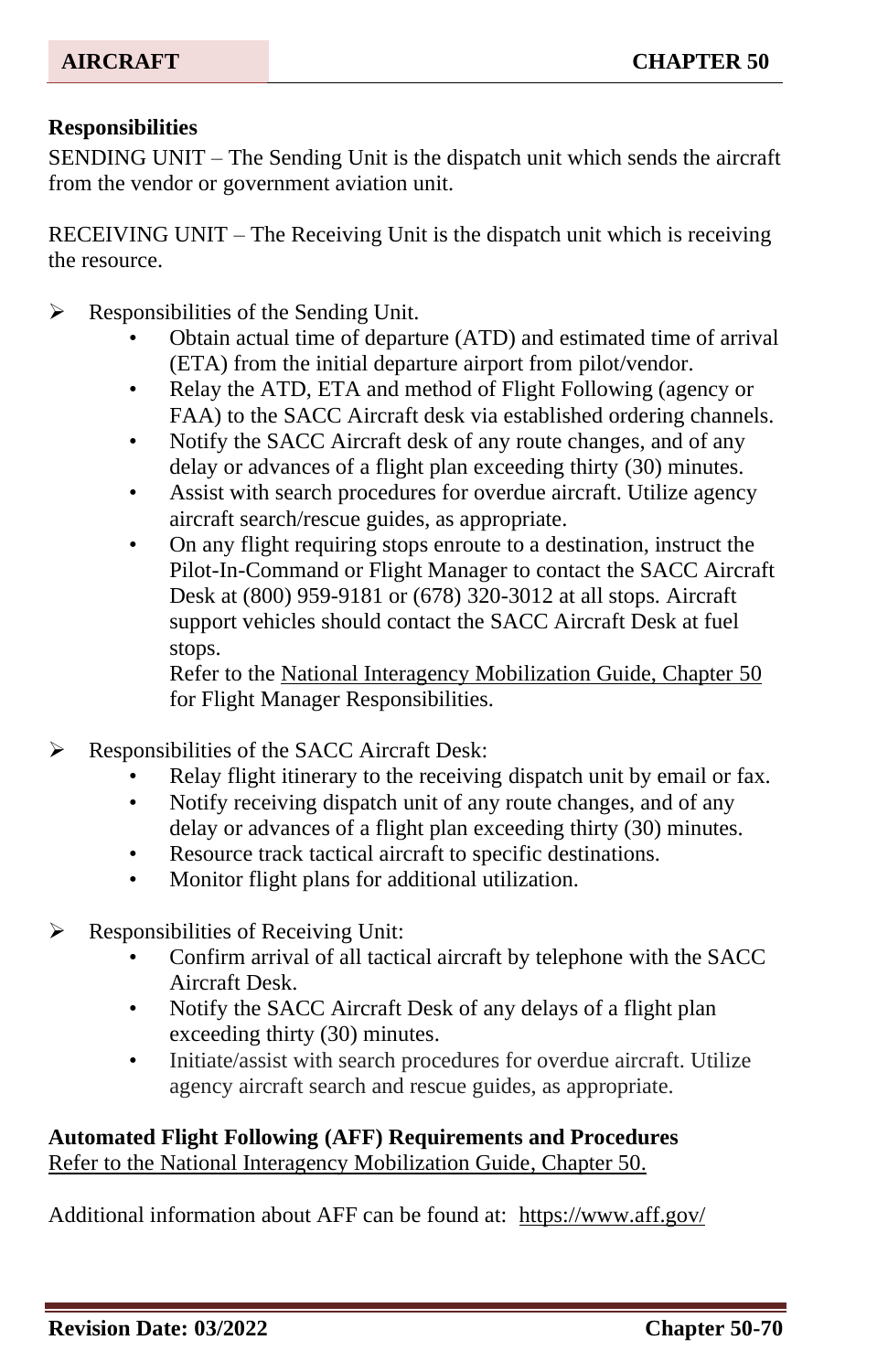**Responsibilities**

SENDING UNIT – The Sending Unit is the dispatch unit which sends the aircraft from the vendor or government aviation unit.

RECEIVING UNIT – The Receiving Unit is the dispatch unit which is receiving the resource.

- Responsibilities of the Sending Unit.
  - Obtain actual time of departure (ATD) and estimated time of arrival (ETA) from the initial departure airport from pilot/vendor.
  - Relay the ATD, ETA and method of Flight Following (agency or FAA) to the SACC Aircraft desk via established ordering channels.
  - Notify the SACC Aircraft desk of any route changes, and of any delay or advances of a flight plan exceeding thirty (30) minutes.
  - Assist with search procedures for overdue aircraft. Utilize agency aircraft search/rescue guides, as appropriate.
  - On any flight requiring stops enroute to a destination, instruct the Pilot-In-Command or Flight Manager to contact the SACC Aircraft Desk at (800) 959-9181 or (678) 320-3012 at all stops. Aircraft support vehicles should contact the SACC Aircraft Desk at fuel stops.

    Refer to the National Interagency Mobilization Guide, Chapter 50 for Flight Manager Responsibilities.

- Responsibilities of the SACC Aircraft Desk:
  - Relay flight itinerary to the receiving dispatch unit by email or fax.
  - Notify receiving dispatch unit of any route changes, and of any delay or advances of a flight plan exceeding thirty (30) minutes.
  - Resource track tactical aircraft to specific destinations.
  - Monitor flight plans for additional utilization.

- Responsibilities of Receiving Unit:
  - Confirm arrival of all tactical aircraft by telephone with the SACC Aircraft Desk.
  - Notify the SACC Aircraft Desk of any delays of a flight plan exceeding thirty (30) minutes.
  - Initiate/assist with search procedures for overdue aircraft. Utilize agency aircraft search and rescue guides, as appropriate.

**Automated Flight Following (AFF) Requirements and Procedures**

Refer to the National Interagency Mobilization Guide, Chapter 50.

Additional information about AFF can be found at: https://www.aff.gov/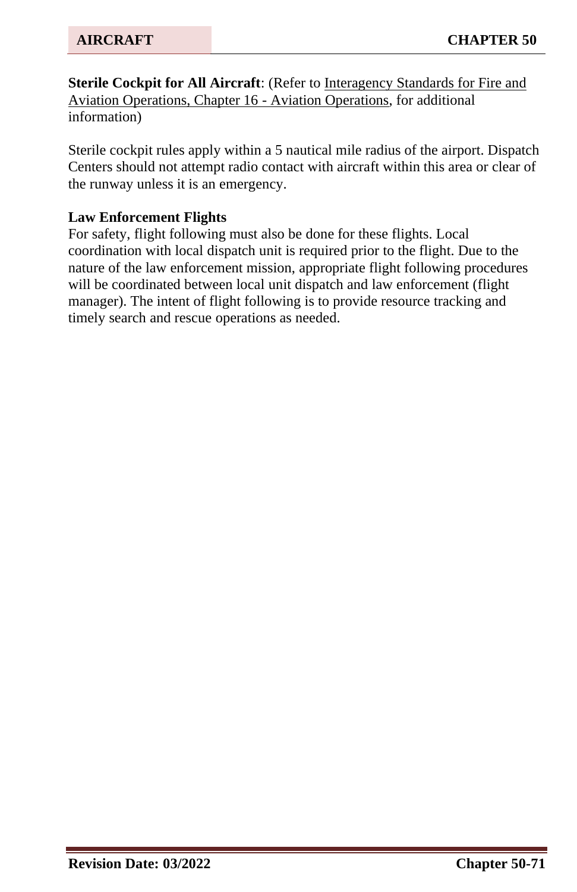**Sterile Cockpit for All Aircraft**: (Refer to Interagency Standards for Fire and Aviation Operations, Chapter 16 - Aviation Operations, for additional information)

Sterile cockpit rules apply within a 5 nautical mile radius of the airport. Dispatch Centers should not attempt radio contact with aircraft within this area or clear of the runway unless it is an emergency.

**Law Enforcement Flights**

For safety, flight following must also be done for these flights. Local coordination with local dispatch unit is required prior to the flight. Due to the nature of the law enforcement mission, appropriate flight following procedures will be coordinated between local unit dispatch and law enforcement (flight manager). The intent of flight following is to provide resource tracking and timely search and rescue operations as needed.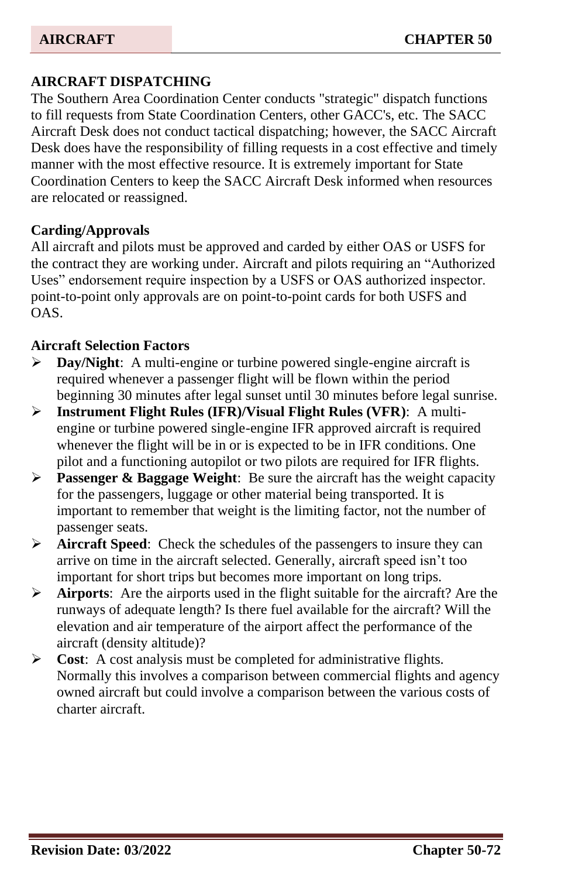## AIRCRAFT DISPATCHING

The Southern Area Coordination Center conducts "strategic" dispatch functions to fill requests from State Coordination Centers, other GACC's, etc. The SACC Aircraft Desk does not conduct tactical dispatching; however, the SACC Aircraft Desk does have the responsibility of filling requests in a cost effective and timely manner with the most effective resource. It is extremely important for State Coordination Centers to keep the SACC Aircraft Desk informed when resources are relocated or reassigned.

### Carding/Approvals

All aircraft and pilots must be approved and carded by either OAS or USFS for the contract they are working under. Aircraft and pilots requiring an "Authorized Uses" endorsement require inspection by a USFS or OAS authorized inspector. point-to-point only approvals are on point-to-point cards for both USFS and OAS.

### Aircraft Selection Factors

- **Day/Night**: A multi-engine or turbine powered single-engine aircraft is required whenever a passenger flight will be flown within the period beginning 30 minutes after legal sunset until 30 minutes before legal sunrise.
- **Instrument Flight Rules (IFR)/Visual Flight Rules (VFR)**: A multi-engine or turbine powered single-engine IFR approved aircraft is required whenever the flight will be in or is expected to be in IFR conditions. One pilot and a functioning autopilot or two pilots are required for IFR flights.
- **Passenger & Baggage Weight**: Be sure the aircraft has the weight capacity for the passengers, luggage or other material being transported. It is important to remember that weight is the limiting factor, not the number of passenger seats.
- **Aircraft Speed**: Check the schedules of the passengers to insure they can arrive on time in the aircraft selected. Generally, aircraft speed isn't too important for short trips but becomes more important on long trips.
- **Airports**: Are the airports used in the flight suitable for the aircraft? Are the runways of adequate length? Is there fuel available for the aircraft? Will the elevation and air temperature of the airport affect the performance of the aircraft (density altitude)?
- **Cost**: A cost analysis must be completed for administrative flights. Normally this involves a comparison between commercial flights and agency owned aircraft but could involve a comparison between the various costs of charter aircraft.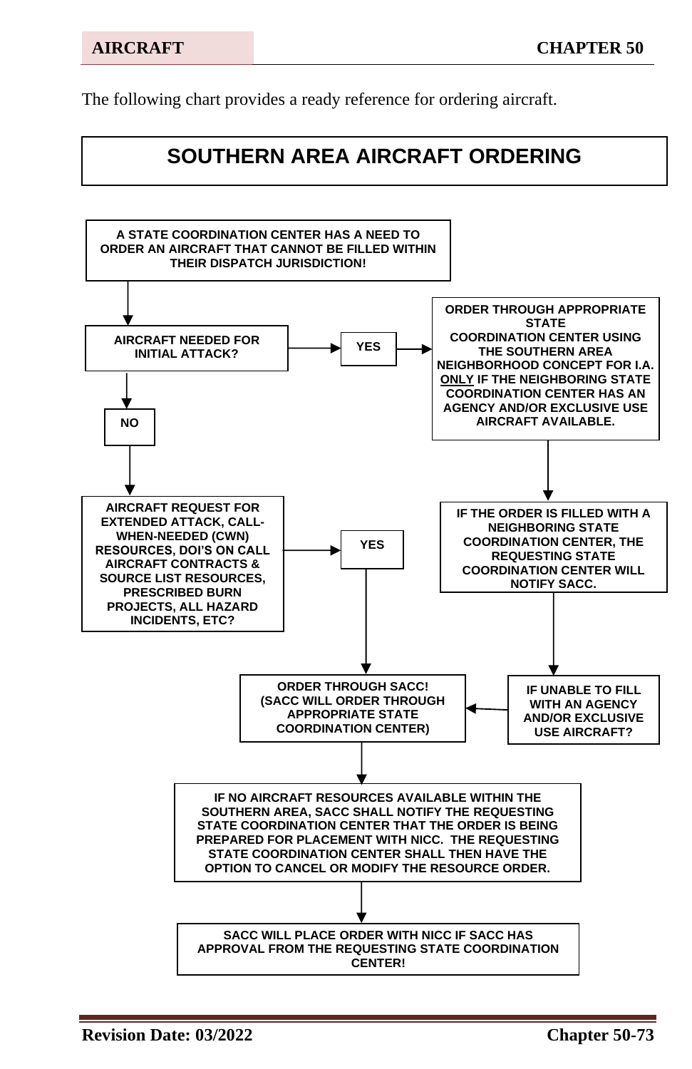The following chart provides a ready reference for ordering aircraft.

# SOUTHERN AREA AIRCRAFT ORDERING

**A STATE COORDINATION CENTER HAS A NEED TO ORDER AN AIRCRAFT THAT CANNOT BE FILLED WITHIN THEIR DISPATCH JURISDICTION!**

↓

**AIRCRAFT NEEDED FOR INITIAL ATTACK?**

- **YES** → **ORDER THROUGH APPROPRIATE STATE COORDINATION CENTER USING THE SOUTHERN AREA NEIGHBORHOOD CONCEPT FOR I.A. ONLY IF THE NEIGHBORING STATE COORDINATION CENTER HAS AN AGENCY AND/OR EXCLUSIVE USE AIRCRAFT AVAILABLE.**
  - ↓ **IF THE ORDER IS FILLED WITH A NEIGHBORING STATE COORDINATION CENTER, THE REQUESTING STATE COORDINATION CENTER WILL NOTIFY SACC.**
  - ↓ **IF UNABLE TO FILL WITH AN AGENCY AND/OR EXCLUSIVE USE AIRCRAFT?** → **ORDER THROUGH SACC!**
- **NO** → **AIRCRAFT REQUEST FOR EXTENDED ATTACK, CALL-WHEN-NEEDED (CWN) RESOURCES, DOI'S ON CALL AIRCRAFT CONTRACTS & SOURCE LIST RESOURCES, PRESCRIBED BURN PROJECTS, ALL HAZARD INCIDENTS, ETC?**
  - **YES** → **ORDER THROUGH SACC! (SACC WILL ORDER THROUGH APPROPRIATE STATE COORDINATION CENTER)**

↓

**IF NO AIRCRAFT RESOURCES AVAILABLE WITHIN THE SOUTHERN AREA, SACC SHALL NOTIFY THE REQUESTING STATE COORDINATION CENTER THAT THE ORDER IS BEING PREPARED FOR PLACEMENT WITH NICC. THE REQUESTING STATE COORDINATION CENTER SHALL THEN HAVE THE OPTION TO CANCEL OR MODIFY THE RESOURCE ORDER.**

↓

**SACC WILL PLACE ORDER WITH NICC IF SACC HAS APPROVAL FROM THE REQUESTING STATE COORDINATION CENTER!**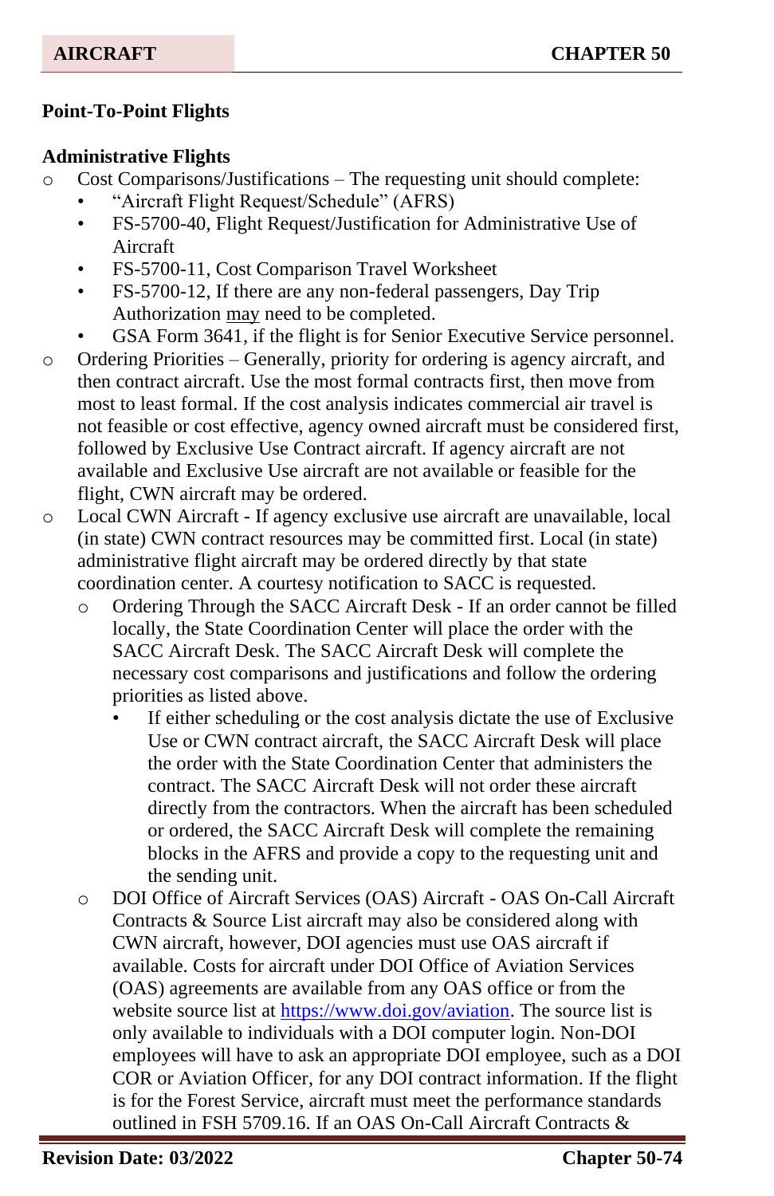## Point-To-Point Flights

### Administrative Flights

- Cost Comparisons/Justifications – The requesting unit should complete:
  - "Aircraft Flight Request/Schedule" (AFRS)
  - FS-5700-40, Flight Request/Justification for Administrative Use of Aircraft
  - FS-5700-11, Cost Comparison Travel Worksheet
  - FS-5700-12, If there are any non-federal passengers, Day Trip Authorization may need to be completed.
  - GSA Form 3641, if the flight is for Senior Executive Service personnel.
- Ordering Priorities – Generally, priority for ordering is agency aircraft, and then contract aircraft. Use the most formal contracts first, then move from most to least formal. If the cost analysis indicates commercial air travel is not feasible or cost effective, agency owned aircraft must be considered first, followed by Exclusive Use Contract aircraft. If agency aircraft are not available and Exclusive Use aircraft are not available or feasible for the flight, CWN aircraft may be ordered.
- Local CWN Aircraft - If agency exclusive use aircraft are unavailable, local (in state) CWN contract resources may be committed first. Local (in state) administrative flight aircraft may be ordered directly by that state coordination center. A courtesy notification to SACC is requested.
  - Ordering Through the SACC Aircraft Desk - If an order cannot be filled locally, the State Coordination Center will place the order with the SACC Aircraft Desk. The SACC Aircraft Desk will complete the necessary cost comparisons and justifications and follow the ordering priorities as listed above.
    - If either scheduling or the cost analysis dictate the use of Exclusive Use or CWN contract aircraft, the SACC Aircraft Desk will place the order with the State Coordination Center that administers the contract. The SACC Aircraft Desk will not order these aircraft directly from the contractors. When the aircraft has been scheduled or ordered, the SACC Aircraft Desk will complete the remaining blocks in the AFRS and provide a copy to the requesting unit and the sending unit.
  - DOI Office of Aircraft Services (OAS) Aircraft - OAS On-Call Aircraft Contracts & Source List aircraft may also be considered along with CWN aircraft, however, DOI agencies must use OAS aircraft if available. Costs for aircraft under DOI Office of Aviation Services (OAS) agreements are available from any OAS office or from the website source list at https://www.doi.gov/aviation. The source list is only available to individuals with a DOI computer login. Non-DOI employees will have to ask an appropriate DOI employee, such as a DOI COR or Aviation Officer, for any DOI contract information. If the flight is for the Forest Service, aircraft must meet the performance standards outlined in FSH 5709.16. If an OAS On-Call Aircraft Contracts &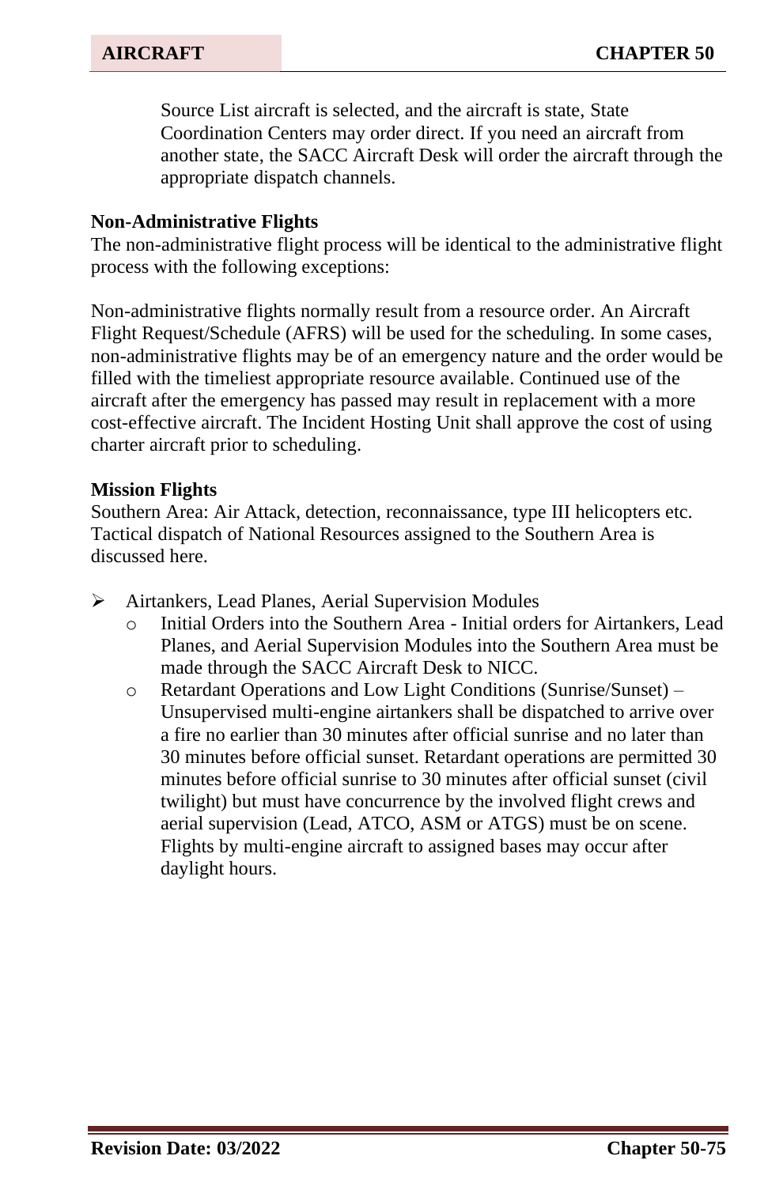Source List aircraft is selected, and the aircraft is state, State Coordination Centers may order direct. If you need an aircraft from another state, the SACC Aircraft Desk will order the aircraft through the appropriate dispatch channels.

**Non-Administrative Flights**
The non-administrative flight process will be identical to the administrative flight process with the following exceptions:

Non-administrative flights normally result from a resource order. An Aircraft Flight Request/Schedule (AFRS) will be used for the scheduling. In some cases, non-administrative flights may be of an emergency nature and the order would be filled with the timeliest appropriate resource available. Continued use of the aircraft after the emergency has passed may result in replacement with a more cost-effective aircraft. The Incident Hosting Unit shall approve the cost of using charter aircraft prior to scheduling.

**Mission Flights**
Southern Area: Air Attack, detection, reconnaissance, type III helicopters etc. Tactical dispatch of National Resources assigned to the Southern Area is discussed here.

- Airtankers, Lead Planes, Aerial Supervision Modules
  - Initial Orders into the Southern Area - Initial orders for Airtankers, Lead Planes, and Aerial Supervision Modules into the Southern Area must be made through the SACC Aircraft Desk to NICC.
  - Retardant Operations and Low Light Conditions (Sunrise/Sunset) – Unsupervised multi-engine airtankers shall be dispatched to arrive over a fire no earlier than 30 minutes after official sunrise and no later than 30 minutes before official sunset. Retardant operations are permitted 30 minutes before official sunrise to 30 minutes after official sunset (civil twilight) but must have concurrence by the involved flight crews and aerial supervision (Lead, ATCO, ASM or ATGS) must be on scene. Flights by multi-engine aircraft to assigned bases may occur after daylight hours.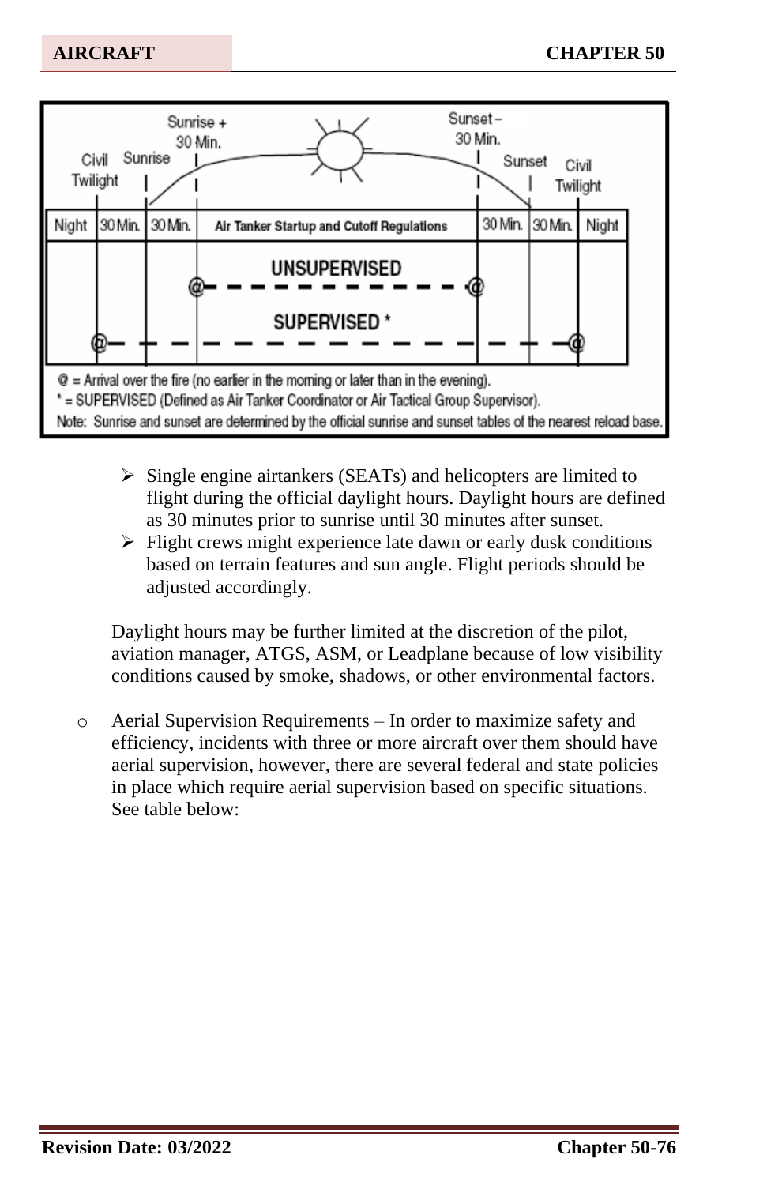| Night | 30 Min. | 30 Min. | Air Tanker Startup and Cutoff Regulations | 30 Min. | 30 Min. | Night |
|---|---|---|---|---|---|---|

Civil Twilight | Sunrise | Sunrise + 30 Min. | Sunset – 30 Min. | Sunset | Civil Twilight

UNSUPERVISED

SUPERVISED *

@ = Arrival over the fire (no earlier in the morning or later than in the evening).

* = SUPERVISED (Defined as Air Tanker Coordinator or Air Tactical Group Supervisor).

Note: Sunrise and sunset are determined by the official sunrise and sunset tables of the nearest reload base.

- Single engine airtankers (SEATs) and helicopters are limited to flight during the official daylight hours. Daylight hours are defined as 30 minutes prior to sunrise until 30 minutes after sunset.
- Flight crews might experience late dawn or early dusk conditions based on terrain features and sun angle. Flight periods should be adjusted accordingly.

Daylight hours may be further limited at the discretion of the pilot, aviation manager, ATGS, ASM, or Leadplane because of low visibility conditions caused by smoke, shadows, or other environmental factors.

- Aerial Supervision Requirements – In order to maximize safety and efficiency, incidents with three or more aircraft over them should have aerial supervision, however, there are several federal and state policies in place which require aerial supervision based on specific situations. See table below: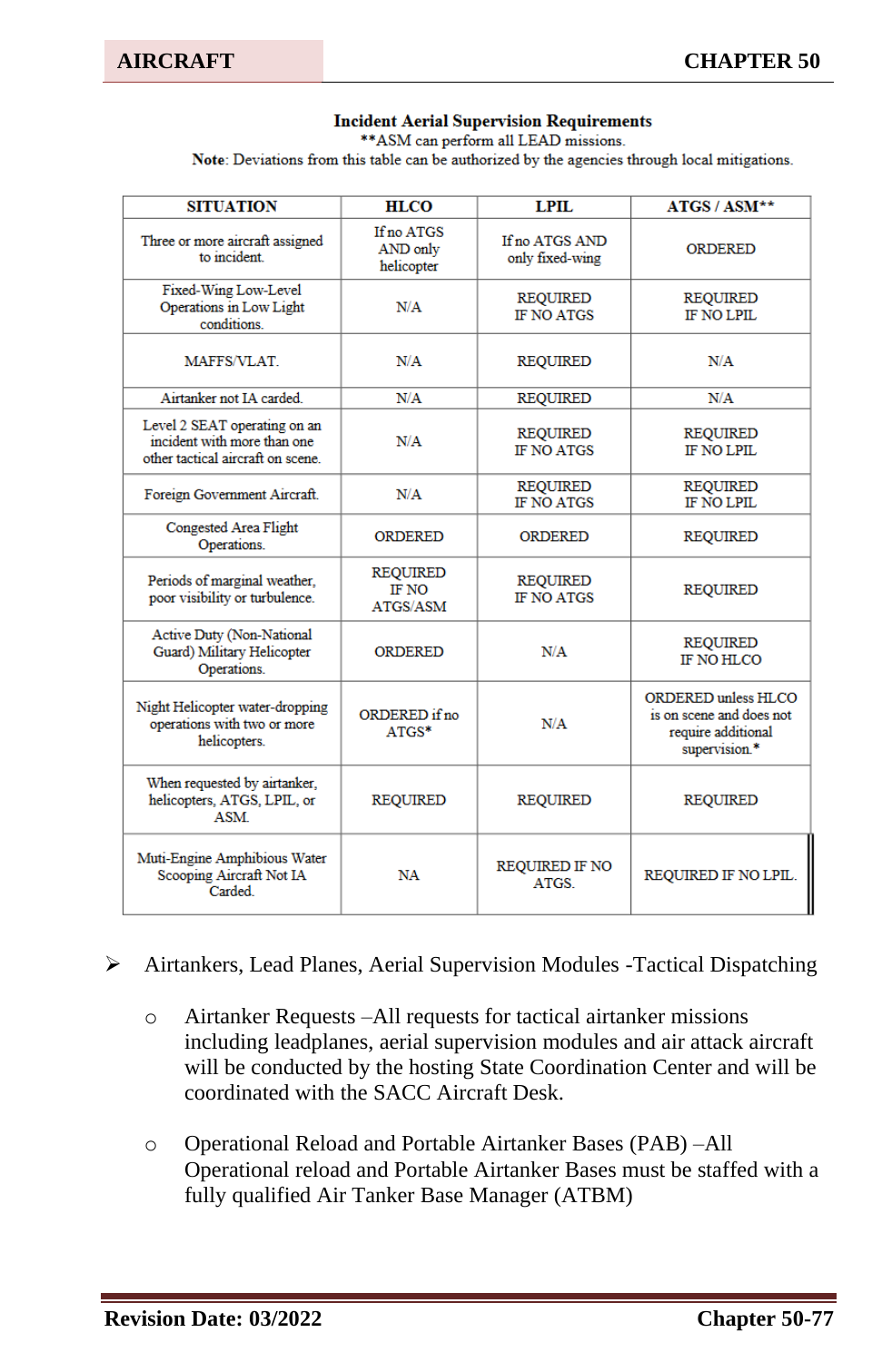**Incident Aerial Supervision Requirements**

**ASM can perform all LEAD missions.

**Note**: Deviations from this table can be authorized by the agencies through local mitigations.

| SITUATION | HLCO | LPIL | ATGS / ASM** |
|---|---|---|---|
| Three or more aircraft assigned to incident. | If no ATGS AND only helicopter | If no ATGS AND only fixed-wing | ORDERED |
| Fixed-Wing Low-Level Operations in Low Light conditions. | N/A | REQUIRED IF NO ATGS | REQUIRED IF NO LPIL |
| MAFFS/VLAT. | N/A | REQUIRED | N/A |
| Airtanker not IA carded. | N/A | REQUIRED | N/A |
| Level 2 SEAT operating on an incident with more than one other tactical aircraft on scene. | N/A | REQUIRED IF NO ATGS | REQUIRED IF NO LPIL |
| Foreign Government Aircraft. | N/A | REQUIRED IF NO ATGS | REQUIRED IF NO LPIL |
| Congested Area Flight Operations. | ORDERED | ORDERED | REQUIRED |
| Periods of marginal weather, poor visibility or turbulence. | REQUIRED IF NO ATGS/ASM | REQUIRED IF NO ATGS | REQUIRED |
| Active Duty (Non-National Guard) Military Helicopter Operations. | ORDERED | N/A | REQUIRED IF NO HLCO |
| Night Helicopter water-dropping operations with two or more helicopters. | ORDERED if no ATGS* | N/A | ORDERED unless HLCO is on scene and does not require additional supervision.* |
| When requested by airtanker, helicopters, ATGS, LPIL, or ASM. | REQUIRED | REQUIRED | REQUIRED |
| Muti-Engine Amphibious Water Scooping Aircraft Not IA Carded. | NA | REQUIRED IF NO ATGS. | REQUIRED IF NO LPIL. |

- Airtankers, Lead Planes, Aerial Supervision Modules -Tactical Dispatching
  - Airtanker Requests –All requests for tactical airtanker missions including leadplanes, aerial supervision modules and air attack aircraft will be conducted by the hosting State Coordination Center and will be coordinated with the SACC Aircraft Desk.
  - Operational Reload and Portable Airtanker Bases (PAB) –All Operational reload and Portable Airtanker Bases must be staffed with a fully qualified Air Tanker Base Manager (ATBM)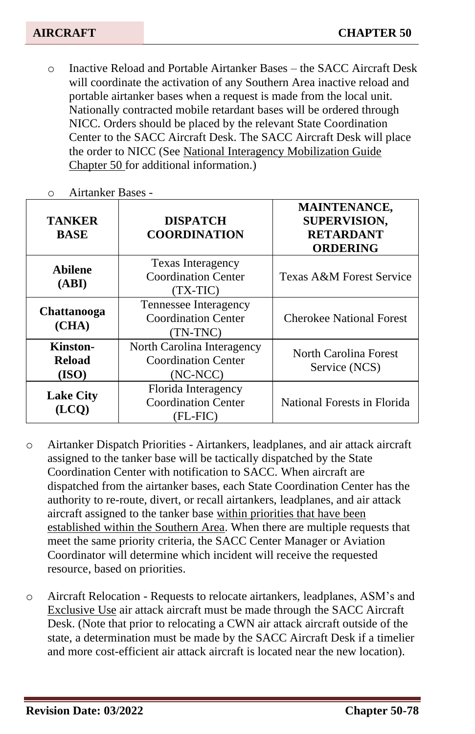- Inactive Reload and Portable Airtanker Bases – the SACC Aircraft Desk will coordinate the activation of any Southern Area inactive reload and portable airtanker bases when a request is made from the local unit. Nationally contracted mobile retardant bases will be ordered through NICC. Orders should be placed by the relevant State Coordination Center to the SACC Aircraft Desk. The SACC Aircraft Desk will place the order to NICC (See National Interagency Mobilization Guide Chapter 50 for additional information.)

- Airtanker Bases -

| TANKER BASE | DISPATCH COORDINATION | MAINTENANCE, SUPERVISION, RETARDANT ORDERING |
|---|---|---|
| **Abilene (ABI)** | Texas Interagency Coordination Center (TX-TIC) | Texas A&M Forest Service |
| **Chattanooga (CHA)** | Tennessee Interagency Coordination Center (TN-TNC) | Cherokee National Forest |
| **Kinston-Reload (ISO)** | North Carolina Interagency Coordination Center (NC-NCC) | North Carolina Forest Service (NCS) |
| **Lake City (LCQ)** | Florida Interagency Coordination Center (FL-FIC) | National Forests in Florida |

- Airtanker Dispatch Priorities - Airtankers, leadplanes, and air attack aircraft assigned to the tanker base will be tactically dispatched by the State Coordination Center with notification to SACC. When aircraft are dispatched from the airtanker bases, each State Coordination Center has the authority to re-route, divert, or recall airtankers, leadplanes, and air attack aircraft assigned to the tanker base within priorities that have been established within the Southern Area. When there are multiple requests that meet the same priority criteria, the SACC Center Manager or Aviation Coordinator will determine which incident will receive the requested resource, based on priorities.

- Aircraft Relocation - Requests to relocate airtankers, leadplanes, ASM's and Exclusive Use air attack aircraft must be made through the SACC Aircraft Desk. (Note that prior to relocating a CWN air attack aircraft outside of the state, a determination must be made by the SACC Aircraft Desk if a timelier and more cost-efficient air attack aircraft is located near the new location).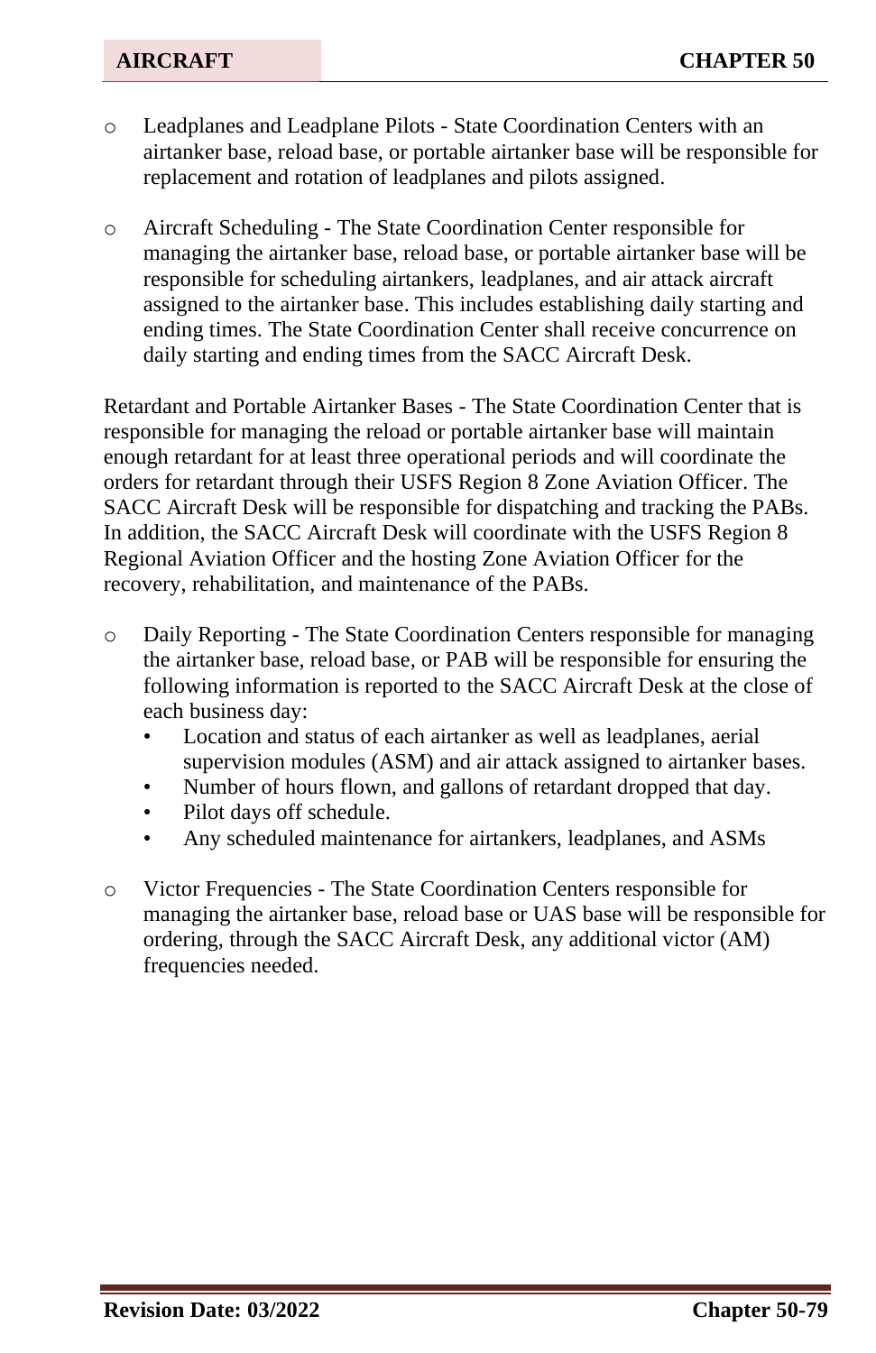- Leadplanes and Leadplane Pilots - State Coordination Centers with an airtanker base, reload base, or portable airtanker base will be responsible for replacement and rotation of leadplanes and pilots assigned.

- Aircraft Scheduling - The State Coordination Center responsible for managing the airtanker base, reload base, or portable airtanker base will be responsible for scheduling airtankers, leadplanes, and air attack aircraft assigned to the airtanker base. This includes establishing daily starting and ending times. The State Coordination Center shall receive concurrence on daily starting and ending times from the SACC Aircraft Desk.

Retardant and Portable Airtanker Bases - The State Coordination Center that is responsible for managing the reload or portable airtanker base will maintain enough retardant for at least three operational periods and will coordinate the orders for retardant through their USFS Region 8 Zone Aviation Officer. The SACC Aircraft Desk will be responsible for dispatching and tracking the PABs. In addition, the SACC Aircraft Desk will coordinate with the USFS Region 8 Regional Aviation Officer and the hosting Zone Aviation Officer for the recovery, rehabilitation, and maintenance of the PABs.

- Daily Reporting - The State Coordination Centers responsible for managing the airtanker base, reload base, or PAB will be responsible for ensuring the following information is reported to the SACC Aircraft Desk at the close of each business day:
  - Location and status of each airtanker as well as leadplanes, aerial supervision modules (ASM) and air attack assigned to airtanker bases.
  - Number of hours flown, and gallons of retardant dropped that day.
  - Pilot days off schedule.
  - Any scheduled maintenance for airtankers, leadplanes, and ASMs

- Victor Frequencies - The State Coordination Centers responsible for managing the airtanker base, reload base or UAS base will be responsible for ordering, through the SACC Aircraft Desk, any additional victor (AM) frequencies needed.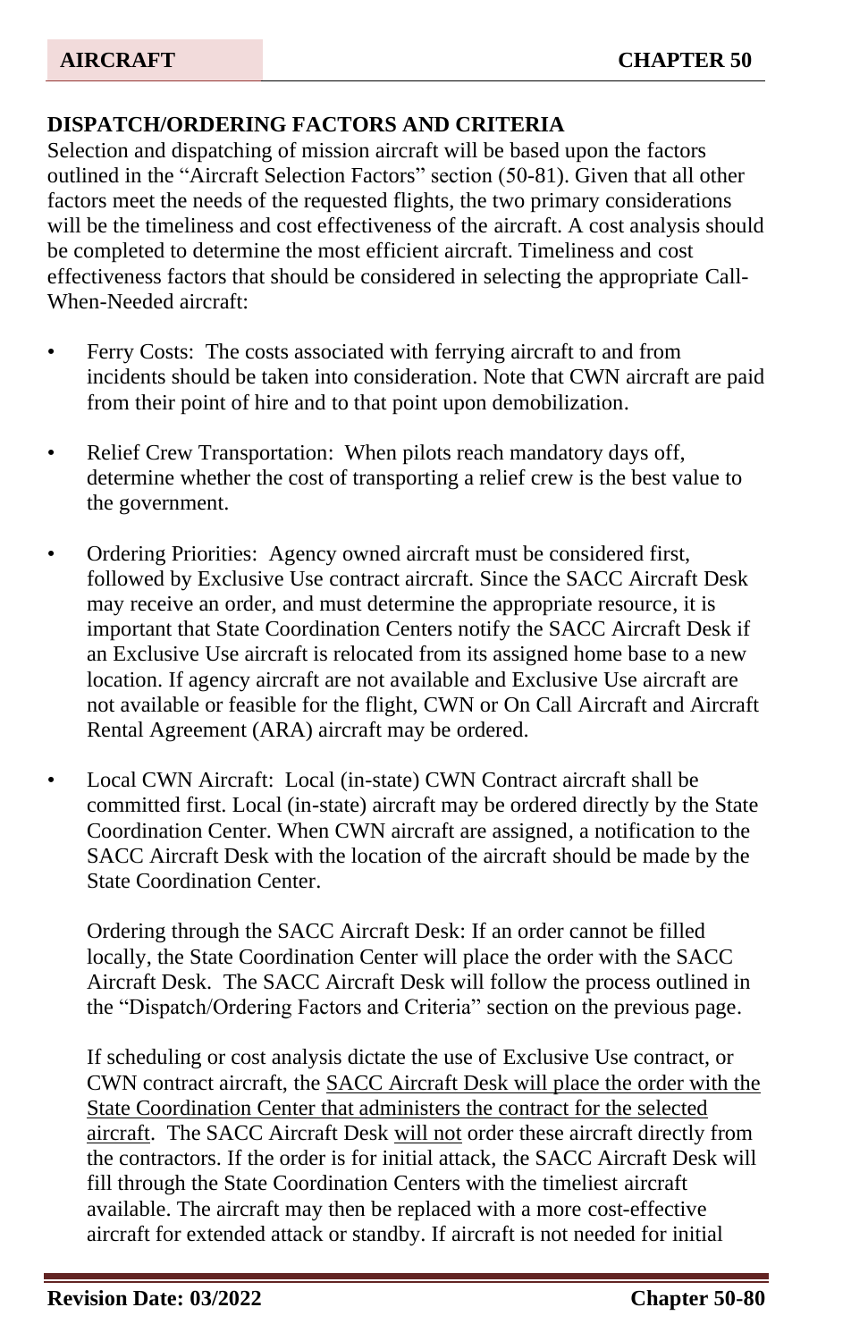## DISPATCH/ORDERING FACTORS AND CRITERIA

Selection and dispatching of mission aircraft will be based upon the factors outlined in the "Aircraft Selection Factors" section (50-81). Given that all other factors meet the needs of the requested flights, the two primary considerations will be the timeliness and cost effectiveness of the aircraft. A cost analysis should be completed to determine the most efficient aircraft. Timeliness and cost effectiveness factors that should be considered in selecting the appropriate Call-When-Needed aircraft:

- Ferry Costs: The costs associated with ferrying aircraft to and from incidents should be taken into consideration. Note that CWN aircraft are paid from their point of hire and to that point upon demobilization.

- Relief Crew Transportation: When pilots reach mandatory days off, determine whether the cost of transporting a relief crew is the best value to the government.

- Ordering Priorities: Agency owned aircraft must be considered first, followed by Exclusive Use contract aircraft. Since the SACC Aircraft Desk may receive an order, and must determine the appropriate resource, it is important that State Coordination Centers notify the SACC Aircraft Desk if an Exclusive Use aircraft is relocated from its assigned home base to a new location. If agency aircraft are not available and Exclusive Use aircraft are not available or feasible for the flight, CWN or On Call Aircraft and Aircraft Rental Agreement (ARA) aircraft may be ordered.

- Local CWN Aircraft: Local (in-state) CWN Contract aircraft shall be committed first. Local (in-state) aircraft may be ordered directly by the State Coordination Center. When CWN aircraft are assigned, a notification to the SACC Aircraft Desk with the location of the aircraft should be made by the State Coordination Center.

  Ordering through the SACC Aircraft Desk: If an order cannot be filled locally, the State Coordination Center will place the order with the SACC Aircraft Desk. The SACC Aircraft Desk will follow the process outlined in the "Dispatch/Ordering Factors and Criteria" section on the previous page.

  If scheduling or cost analysis dictate the use of Exclusive Use contract, or CWN contract aircraft, the <u>SACC Aircraft Desk will place the order with the State Coordination Center that administers the contract for the selected aircraft</u>. The SACC Aircraft Desk <u>will not</u> order these aircraft directly from the contractors. If the order is for initial attack, the SACC Aircraft Desk will fill through the State Coordination Centers with the timeliest aircraft available. The aircraft may then be replaced with a more cost-effective aircraft for extended attack or standby. If aircraft is not needed for initial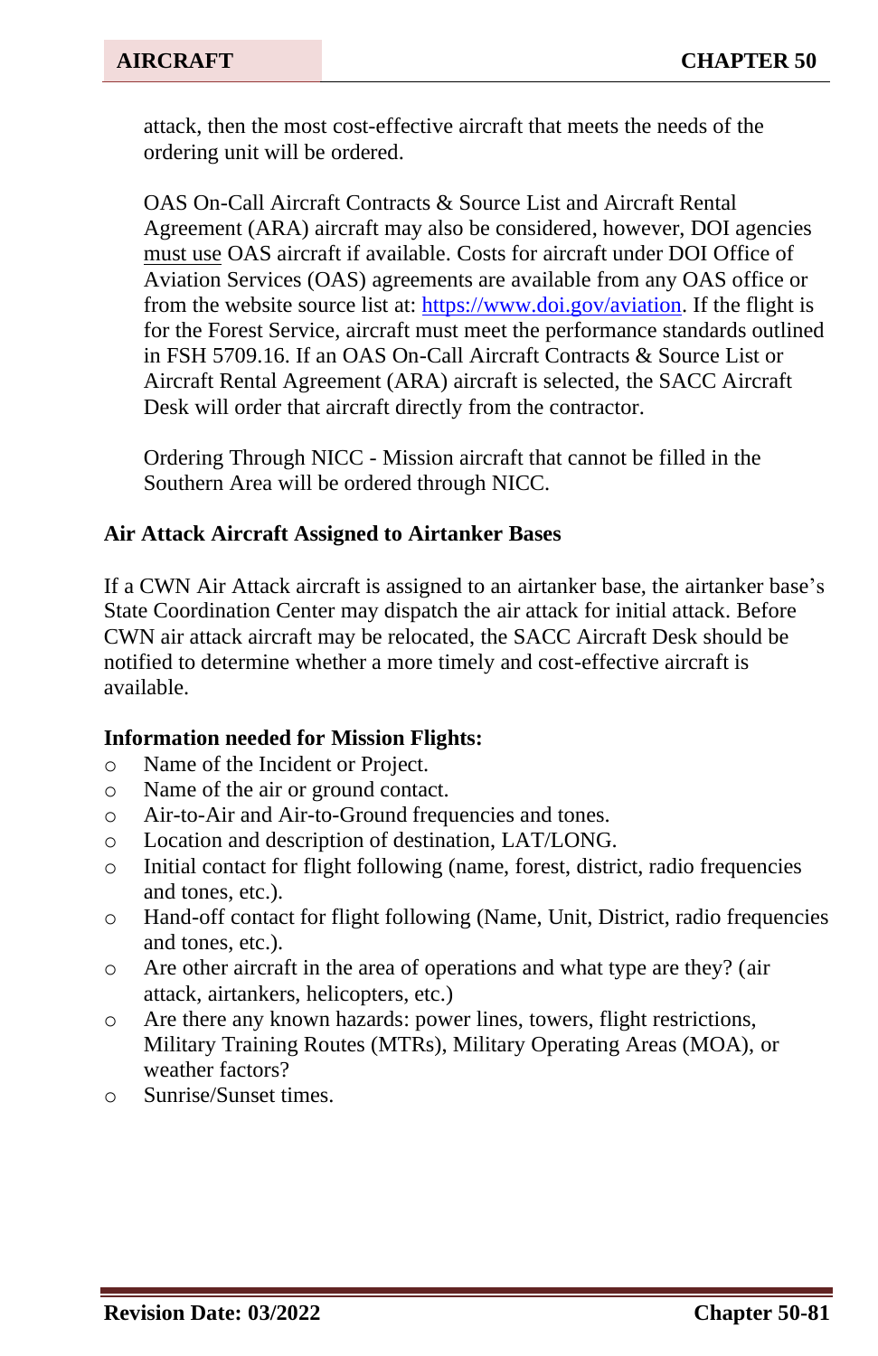attack, then the most cost-effective aircraft that meets the needs of the ordering unit will be ordered.

OAS On-Call Aircraft Contracts & Source List and Aircraft Rental Agreement (ARA) aircraft may also be considered, however, DOI agencies must use OAS aircraft if available. Costs for aircraft under DOI Office of Aviation Services (OAS) agreements are available from any OAS office or from the website source list at: [https://www.doi.gov/aviation](https://www.doi.gov/aviation). If the flight is for the Forest Service, aircraft must meet the performance standards outlined in FSH 5709.16. If an OAS On-Call Aircraft Contracts & Source List or Aircraft Rental Agreement (ARA) aircraft is selected, the SACC Aircraft Desk will order that aircraft directly from the contractor.

Ordering Through NICC - Mission aircraft that cannot be filled in the Southern Area will be ordered through NICC.

**Air Attack Aircraft Assigned to Airtanker Bases**

If a CWN Air Attack aircraft is assigned to an airtanker base, the airtanker base's State Coordination Center may dispatch the air attack for initial attack. Before CWN air attack aircraft may be relocated, the SACC Aircraft Desk should be notified to determine whether a more timely and cost-effective aircraft is available.

**Information needed for Mission Flights:**

- Name of the Incident or Project.
- Name of the air or ground contact.
- Air-to-Air and Air-to-Ground frequencies and tones.
- Location and description of destination, LAT/LONG.
- Initial contact for flight following (name, forest, district, radio frequencies and tones, etc.).
- Hand-off contact for flight following (Name, Unit, District, radio frequencies and tones, etc.).
- Are other aircraft in the area of operations and what type are they? (air attack, airtankers, helicopters, etc.)
- Are there any known hazards: power lines, towers, flight restrictions, Military Training Routes (MTRs), Military Operating Areas (MOA), or weather factors?
- Sunrise/Sunset times.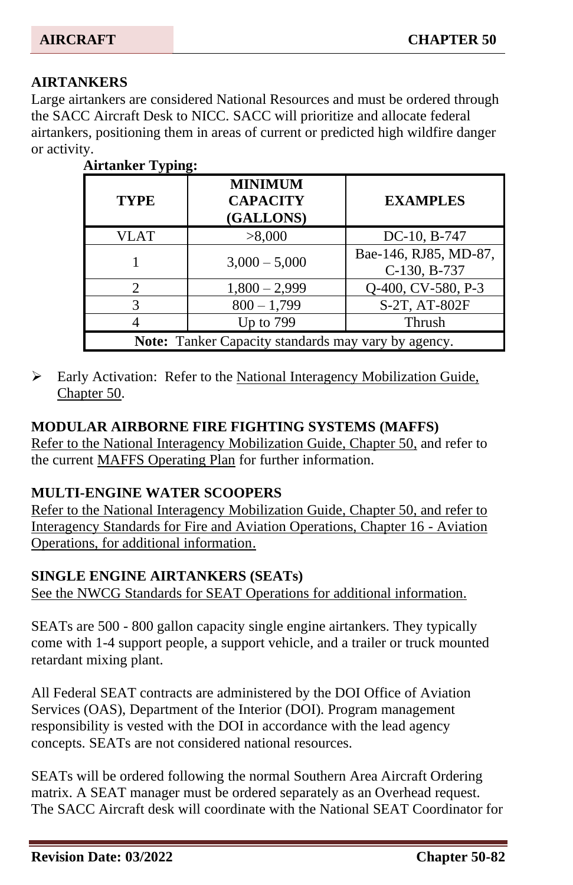## AIRTANKERS

Large airtankers are considered National Resources and must be ordered through the SACC Aircraft Desk to NICC. SACC will prioritize and allocate federal airtankers, positioning them in areas of current or predicted high wildfire danger or activity.

**Airtanker Typing:**

| TYPE | MINIMUM CAPACITY (GALLONS) | EXAMPLES |
|---|---|---|
| VLAT | >8,000 | DC-10, B-747 |
| 1 | 3,000 – 5,000 | Bae-146, RJ85, MD-87, C-130, B-737 |
| 2 | 1,800 – 2,999 | Q-400, CV-580, P-3 |
| 3 | 800 – 1,799 | S-2T, AT-802F |
| 4 | Up to 799 | Thrush |
| **Note:** Tanker Capacity standards may vary by agency. | | |

- Early Activation: Refer to the National Interagency Mobilization Guide, Chapter 50.

## MODULAR AIRBORNE FIRE FIGHTING SYSTEMS (MAFFS)

Refer to the National Interagency Mobilization Guide, Chapter 50, and refer to the current MAFFS Operating Plan for further information.

## MULTI-ENGINE WATER SCOOPERS

Refer to the National Interagency Mobilization Guide, Chapter 50, and refer to Interagency Standards for Fire and Aviation Operations, Chapter 16 - Aviation Operations, for additional information.

## SINGLE ENGINE AIRTANKERS (SEATs)

See the NWCG Standards for SEAT Operations for additional information.

SEATs are 500 - 800 gallon capacity single engine airtankers. They typically come with 1-4 support people, a support vehicle, and a trailer or truck mounted retardant mixing plant.

All Federal SEAT contracts are administered by the DOI Office of Aviation Services (OAS), Department of the Interior (DOI). Program management responsibility is vested with the DOI in accordance with the lead agency concepts. SEATs are not considered national resources.

SEATs will be ordered following the normal Southern Area Aircraft Ordering matrix. A SEAT manager must be ordered separately as an Overhead request. The SACC Aircraft desk will coordinate with the National SEAT Coordinator for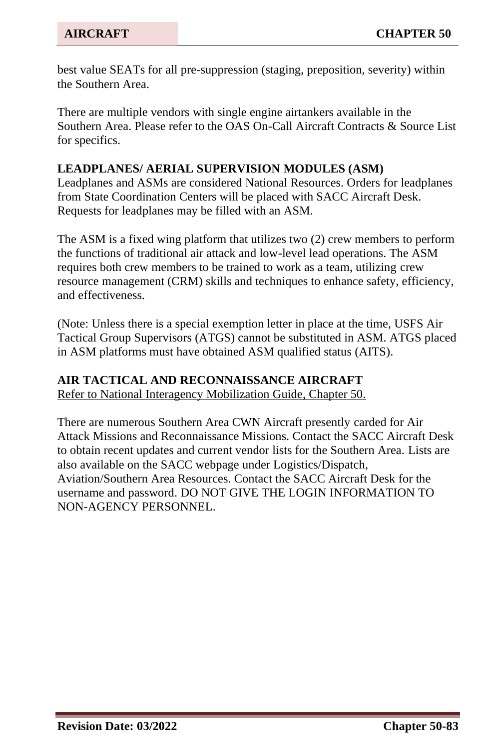best value SEATs for all pre-suppression (staging, preposition, severity) within the Southern Area.

There are multiple vendors with single engine airtankers available in the Southern Area. Please refer to the OAS On-Call Aircraft Contracts & Source List for specifics.

**LEADPLANES/ AERIAL SUPERVISION MODULES (ASM)**

Leadplanes and ASMs are considered National Resources. Orders for leadplanes from State Coordination Centers will be placed with SACC Aircraft Desk. Requests for leadplanes may be filled with an ASM.

The ASM is a fixed wing platform that utilizes two (2) crew members to perform the functions of traditional air attack and low-level lead operations. The ASM requires both crew members to be trained to work as a team, utilizing crew resource management (CRM) skills and techniques to enhance safety, efficiency, and effectiveness.

(Note: Unless there is a special exemption letter in place at the time, USFS Air Tactical Group Supervisors (ATGS) cannot be substituted in ASM. ATGS placed in ASM platforms must have obtained ASM qualified status (AITS).

**AIR TACTICAL AND RECONNAISSANCE AIRCRAFT**

Refer to National Interagency Mobilization Guide, Chapter 50.

There are numerous Southern Area CWN Aircraft presently carded for Air Attack Missions and Reconnaissance Missions. Contact the SACC Aircraft Desk to obtain recent updates and current vendor lists for the Southern Area. Lists are also available on the SACC webpage under Logistics/Dispatch, Aviation/Southern Area Resources. Contact the SACC Aircraft Desk for the username and password. DO NOT GIVE THE LOGIN INFORMATION TO NON-AGENCY PERSONNEL.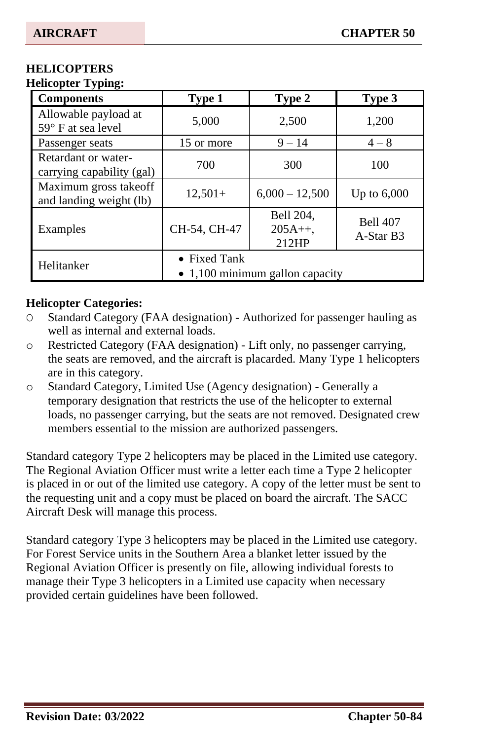## HELICOPTERS

**Helicopter Typing:**

| Components | Type 1 | Type 2 | Type 3 |
|---|---|---|---|
| Allowable payload at 59° F at sea level | 5,000 | 2,500 | 1,200 |
| Passenger seats | 15 or more | 9 – 14 | 4 – 8 |
| Retardant or water-carrying capability (gal) | 700 | 300 | 100 |
| Maximum gross takeoff and landing weight (lb) | 12,501+ | 6,000 – 12,500 | Up to 6,000 |
| Examples | CH-54, CH-47 | Bell 204, 205A++, 212HP | Bell 407 A-Star B3 |
| Helitanker | • Fixed Tank<br>• 1,100 minimum gallon capacity | | |

**Helicopter Categories:**

- Standard Category (FAA designation) - Authorized for passenger hauling as well as internal and external loads.
- Restricted Category (FAA designation) - Lift only, no passenger carrying, the seats are removed, and the aircraft is placarded. Many Type 1 helicopters are in this category.
- Standard Category, Limited Use (Agency designation) - Generally a temporary designation that restricts the use of the helicopter to external loads, no passenger carrying, but the seats are not removed. Designated crew members essential to the mission are authorized passengers.

Standard category Type 2 helicopters may be placed in the Limited use category. The Regional Aviation Officer must write a letter each time a Type 2 helicopter is placed in or out of the limited use category. A copy of the letter must be sent to the requesting unit and a copy must be placed on board the aircraft. The SACC Aircraft Desk will manage this process.

Standard category Type 3 helicopters may be placed in the Limited use category. For Forest Service units in the Southern Area a blanket letter issued by the Regional Aviation Officer is presently on file, allowing individual forests to manage their Type 3 helicopters in a Limited use capacity when necessary provided certain guidelines have been followed.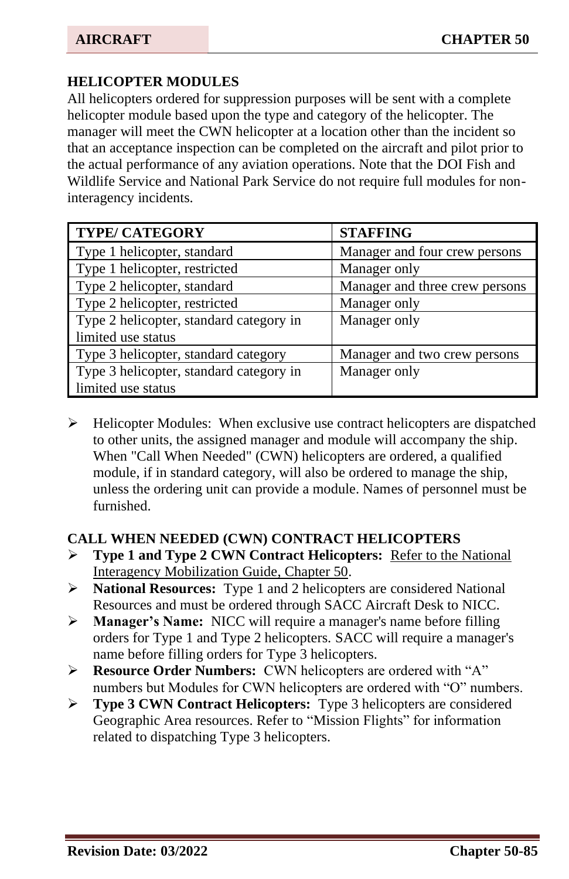## HELICOPTER MODULES

All helicopters ordered for suppression purposes will be sent with a complete helicopter module based upon the type and category of the helicopter. The manager will meet the CWN helicopter at a location other than the incident so that an acceptance inspection can be completed on the aircraft and pilot prior to the actual performance of any aviation operations. Note that the DOI Fish and Wildlife Service and National Park Service do not require full modules for non-interagency incidents.

| TYPE/ CATEGORY | STAFFING |
|---|---|
| Type 1 helicopter, standard | Manager and four crew persons |
| Type 1 helicopter, restricted | Manager only |
| Type 2 helicopter, standard | Manager and three crew persons |
| Type 2 helicopter, restricted | Manager only |
| Type 2 helicopter, standard category in limited use status | Manager only |
| Type 3 helicopter, standard category | Manager and two crew persons |
| Type 3 helicopter, standard category in limited use status | Manager only |

- Helicopter Modules: When exclusive use contract helicopters are dispatched to other units, the assigned manager and module will accompany the ship. When "Call When Needed" (CWN) helicopters are ordered, a qualified module, if in standard category, will also be ordered to manage the ship, unless the ordering unit can provide a module. Names of personnel must be furnished.

## CALL WHEN NEEDED (CWN) CONTRACT HELICOPTERS

- **Type 1 and Type 2 CWN Contract Helicopters:** Refer to the National Interagency Mobilization Guide, Chapter 50.
- **National Resources:** Type 1 and 2 helicopters are considered National Resources and must be ordered through SACC Aircraft Desk to NICC.
- **Manager's Name:** NICC will require a manager's name before filling orders for Type 1 and Type 2 helicopters. SACC will require a manager's name before filling orders for Type 3 helicopters.
- **Resource Order Numbers:** CWN helicopters are ordered with "A" numbers but Modules for CWN helicopters are ordered with "O" numbers.
- **Type 3 CWN Contract Helicopters:** Type 3 helicopters are considered Geographic Area resources. Refer to "Mission Flights" for information related to dispatching Type 3 helicopters.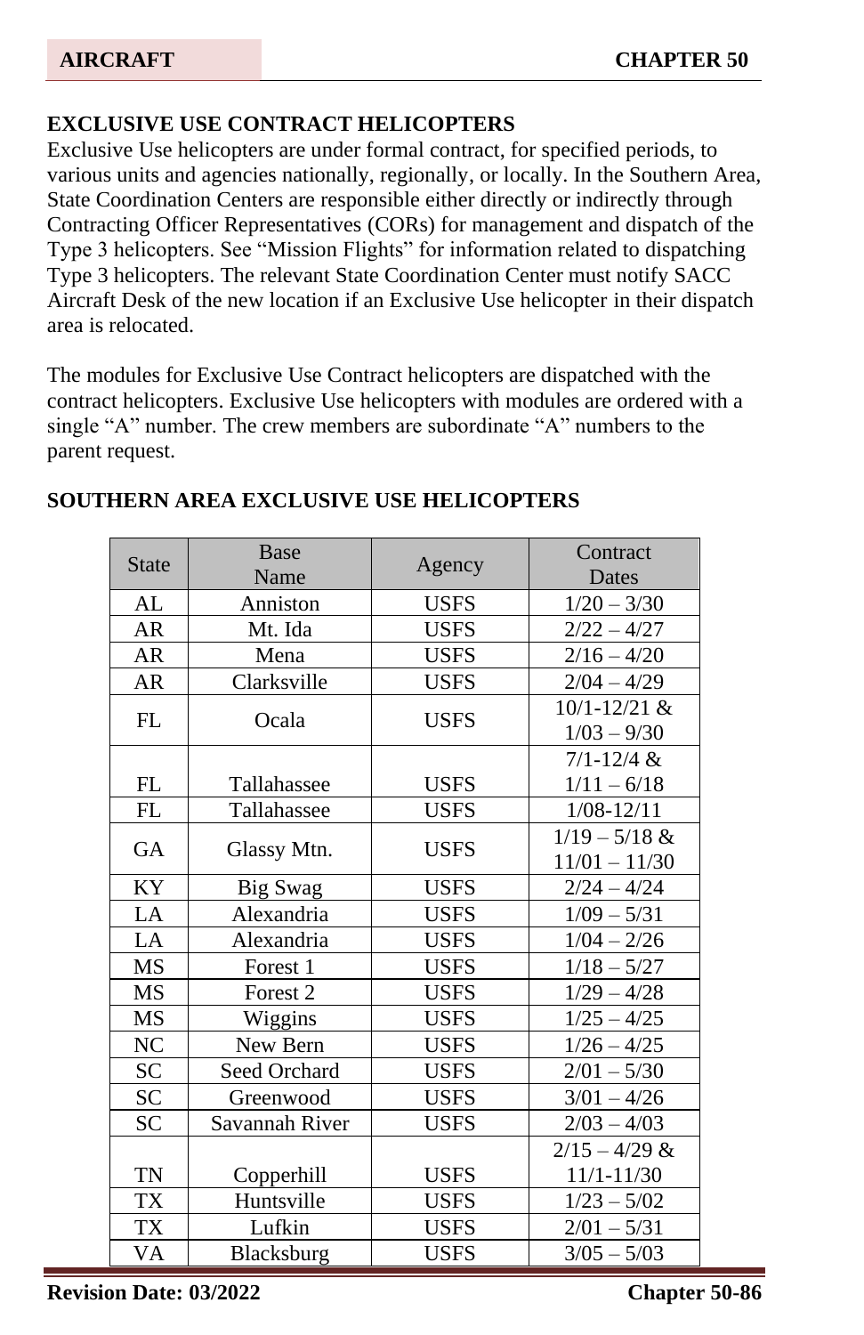## EXCLUSIVE USE CONTRACT HELICOPTERS

Exclusive Use helicopters are under formal contract, for specified periods, to various units and agencies nationally, regionally, or locally. In the Southern Area, State Coordination Centers are responsible either directly or indirectly through Contracting Officer Representatives (CORs) for management and dispatch of the Type 3 helicopters. See "Mission Flights" for information related to dispatching Type 3 helicopters. The relevant State Coordination Center must notify SACC Aircraft Desk of the new location if an Exclusive Use helicopter in their dispatch area is relocated.

The modules for Exclusive Use Contract helicopters are dispatched with the contract helicopters. Exclusive Use helicopters with modules are ordered with a single "A" number. The crew members are subordinate "A" numbers to the parent request.

## SOUTHERN AREA EXCLUSIVE USE HELICOPTERS

| State | Base Name | Agency | Contract Dates |
|---|---|---|---|
| AL | Anniston | USFS | 1/20 – 3/30 |
| AR | Mt. Ida | USFS | 2/22 – 4/27 |
| AR | Mena | USFS | 2/16 – 4/20 |
| AR | Clarksville | USFS | 2/04 – 4/29 |
| FL | Ocala | USFS | 10/1-12/21 & 1/03 – 9/30 |
| FL | Tallahassee | USFS | 7/1-12/4 & 1/11 – 6/18 |
| FL | Tallahassee | USFS | 1/08-12/11 |
| GA | Glassy Mtn. | USFS | 1/19 – 5/18 & 11/01 – 11/30 |
| KY | Big Swag | USFS | 2/24 – 4/24 |
| LA | Alexandria | USFS | 1/09 – 5/31 |
| LA | Alexandria | USFS | 1/04 – 2/26 |
| MS | Forest 1 | USFS | 1/18 – 5/27 |
| MS | Forest 2 | USFS | 1/29 – 4/28 |
| MS | Wiggins | USFS | 1/25 – 4/25 |
| NC | New Bern | USFS | 1/26 – 4/25 |
| SC | Seed Orchard | USFS | 2/01 – 5/30 |
| SC | Greenwood | USFS | 3/01 – 4/26 |
| SC | Savannah River | USFS | 2/03 – 4/03 |
| TN | Copperhill | USFS | 2/15 – 4/29 & 11/1-11/30 |
| TX | Huntsville | USFS | 1/23 – 5/02 |
| TX | Lufkin | USFS | 2/01 – 5/31 |
| VA | Blacksburg | USFS | 3/05 – 5/03 |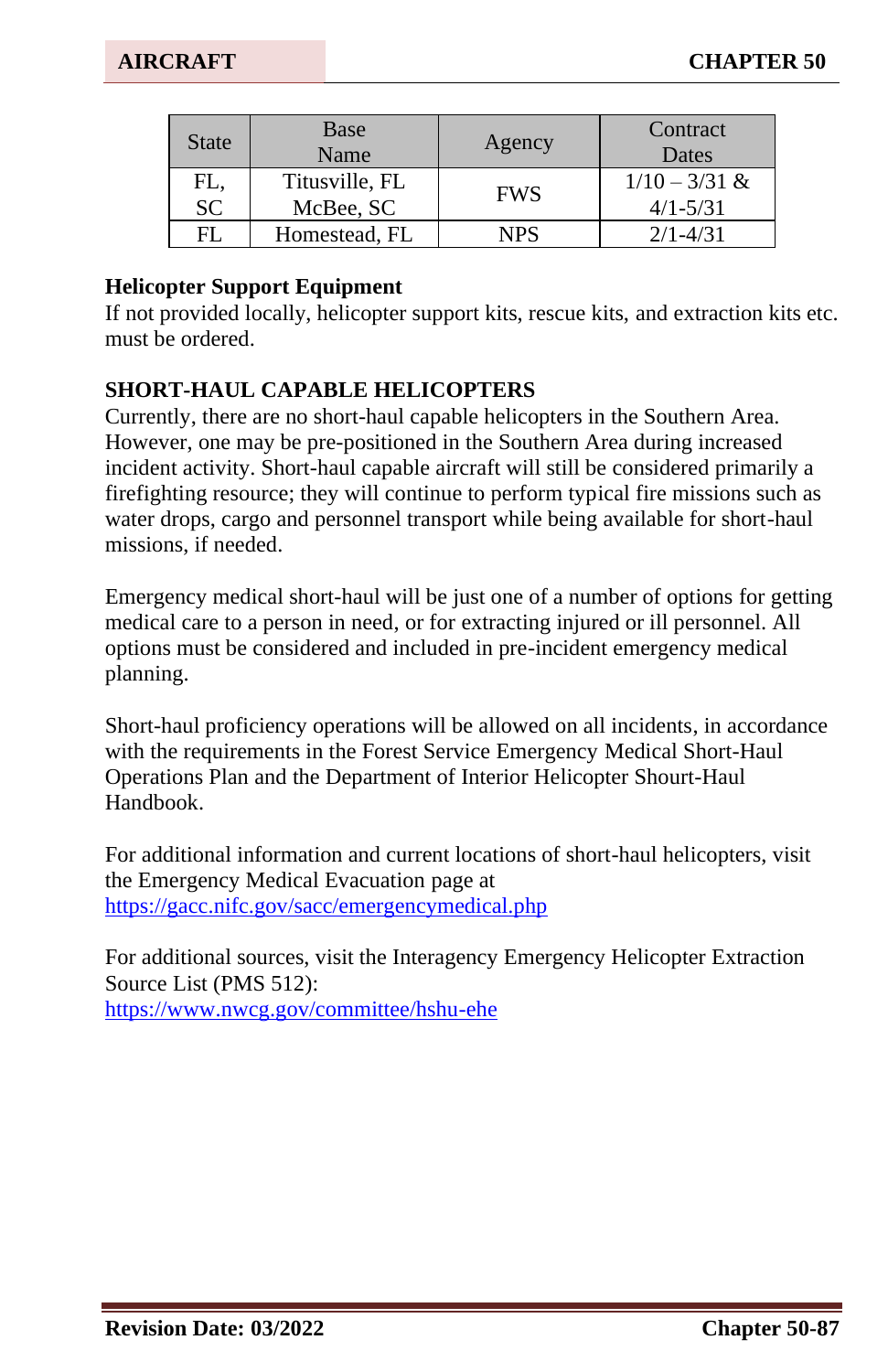| State | Base Name | Agency | Contract Dates |
|---|---|---|---|
| FL, SC | Titusville, FL McBee, SC | FWS | 1/10 – 3/31 & 4/1-5/31 |
| FL | Homestead, FL | NPS | 2/1-4/31 |

**Helicopter Support Equipment**
If not provided locally, helicopter support kits, rescue kits, and extraction kits etc. must be ordered.

## SHORT-HAUL CAPABLE HELICOPTERS

Currently, there are no short-haul capable helicopters in the Southern Area. However, one may be pre-positioned in the Southern Area during increased incident activity. Short-haul capable aircraft will still be considered primarily a firefighting resource; they will continue to perform typical fire missions such as water drops, cargo and personnel transport while being available for short-haul missions, if needed.

Emergency medical short-haul will be just one of a number of options for getting medical care to a person in need, or for extracting injured or ill personnel. All options must be considered and included in pre-incident emergency medical planning.

Short-haul proficiency operations will be allowed on all incidents, in accordance with the requirements in the Forest Service Emergency Medical Short-Haul Operations Plan and the Department of Interior Helicopter Shourt-Haul Handbook.

For additional information and current locations of short-haul helicopters, visit the Emergency Medical Evacuation page at
https://gacc.nifc.gov/sacc/emergencymedical.php

For additional sources, visit the Interagency Emergency Helicopter Extraction Source List (PMS 512):
https://www.nwcg.gov/committee/hshu-ehe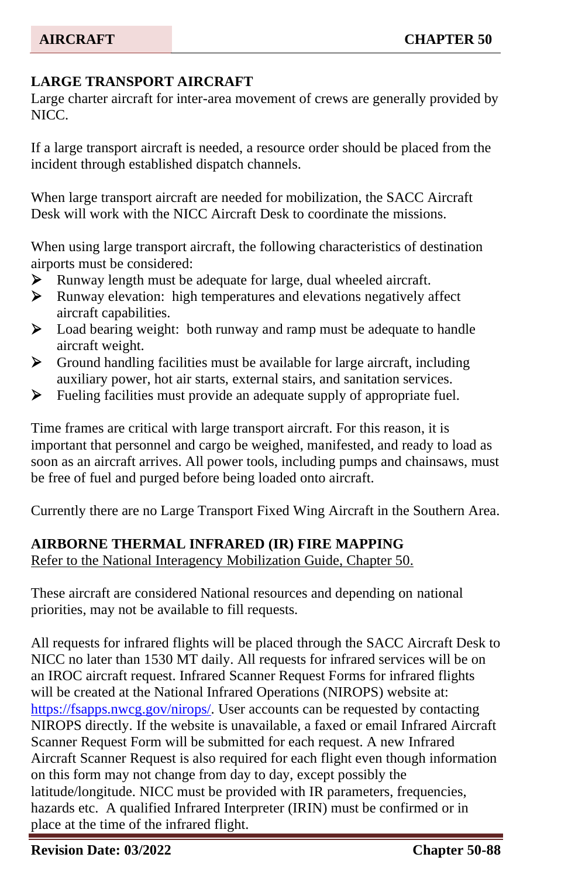## LARGE TRANSPORT AIRCRAFT

Large charter aircraft for inter-area movement of crews are generally provided by NICC.

If a large transport aircraft is needed, a resource order should be placed from the incident through established dispatch channels.

When large transport aircraft are needed for mobilization, the SACC Aircraft Desk will work with the NICC Aircraft Desk to coordinate the missions.

When using large transport aircraft, the following characteristics of destination airports must be considered:

- Runway length must be adequate for large, dual wheeled aircraft.
- Runway elevation: high temperatures and elevations negatively affect aircraft capabilities.
- Load bearing weight: both runway and ramp must be adequate to handle aircraft weight.
- Ground handling facilities must be available for large aircraft, including auxiliary power, hot air starts, external stairs, and sanitation services.
- Fueling facilities must provide an adequate supply of appropriate fuel.

Time frames are critical with large transport aircraft. For this reason, it is important that personnel and cargo be weighed, manifested, and ready to load as soon as an aircraft arrives. All power tools, including pumps and chainsaws, must be free of fuel and purged before being loaded onto aircraft.

Currently there are no Large Transport Fixed Wing Aircraft in the Southern Area.

## AIRBORNE THERMAL INFRARED (IR) FIRE MAPPING

Refer to the National Interagency Mobilization Guide, Chapter 50.

These aircraft are considered National resources and depending on national priorities, may not be available to fill requests.

All requests for infrared flights will be placed through the SACC Aircraft Desk to NICC no later than 1530 MT daily. All requests for infrared services will be on an IROC aircraft request. Infrared Scanner Request Forms for infrared flights will be created at the National Infrared Operations (NIROPS) website at: https://fsapps.nwcg.gov/nirops/. User accounts can be requested by contacting NIROPS directly. If the website is unavailable, a faxed or email Infrared Aircraft Scanner Request Form will be submitted for each request. A new Infrared Aircraft Scanner Request is also required for each flight even though information on this form may not change from day to day, except possibly the latitude/longitude. NICC must be provided with IR parameters, frequencies, hazards etc. A qualified Infrared Interpreter (IRIN) must be confirmed or in place at the time of the infrared flight.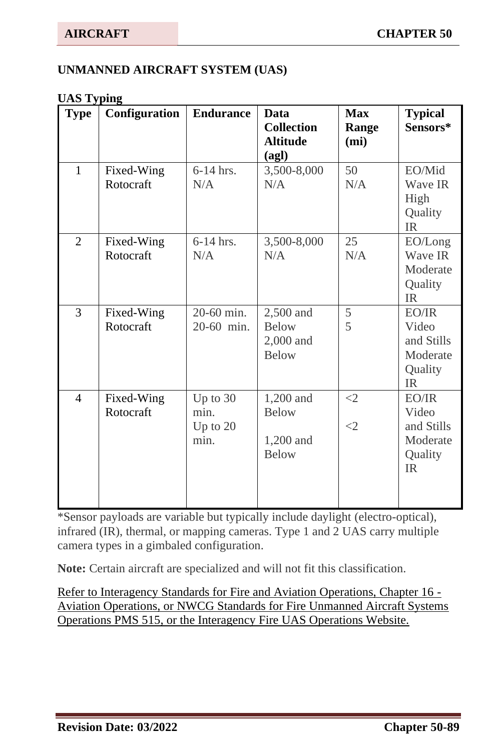## UNMANNED AIRCRAFT SYSTEM (UAS)

**UAS Typing**

| Type | Configuration | Endurance | Data Collection Altitude (agl) | Max Range (mi) | Typical Sensors* |
|---|---|---|---|---|---|
| 1 | Fixed-Wing<br>Rotocraft | 6-14 hrs.<br>N/A | 3,500-8,000<br>N/A | 50<br>N/A | EO/Mid Wave IR High Quality IR |
| 2 | Fixed-Wing<br>Rotocraft | 6-14 hrs.<br>N/A | 3,500-8,000<br>N/A | 25<br>N/A | EO/Long Wave IR Moderate Quality IR |
| 3 | Fixed-Wing<br>Rotocraft | 20-60 min.<br>20-60 min. | 2,500 and Below<br>2,000 and Below | 5<br>5 | EO/IR Video and Stills Moderate Quality IR |
| 4 | Fixed-Wing<br>Rotocraft | Up to 30 min.<br>Up to 20 min. | 1,200 and Below<br>1,200 and Below | <2<br><2 | EO/IR Video and Stills Moderate Quality IR |

*Sensor payloads are variable but typically include daylight (electro-optical), infrared (IR), thermal, or mapping cameras. Type 1 and 2 UAS carry multiple camera types in a gimbaled configuration.

**Note:** Certain aircraft are specialized and will not fit this classification.

Refer to Interagency Standards for Fire and Aviation Operations, Chapter 16 - Aviation Operations, or NWCG Standards for Fire Unmanned Aircraft Systems Operations PMS 515, or the Interagency Fire UAS Operations Website.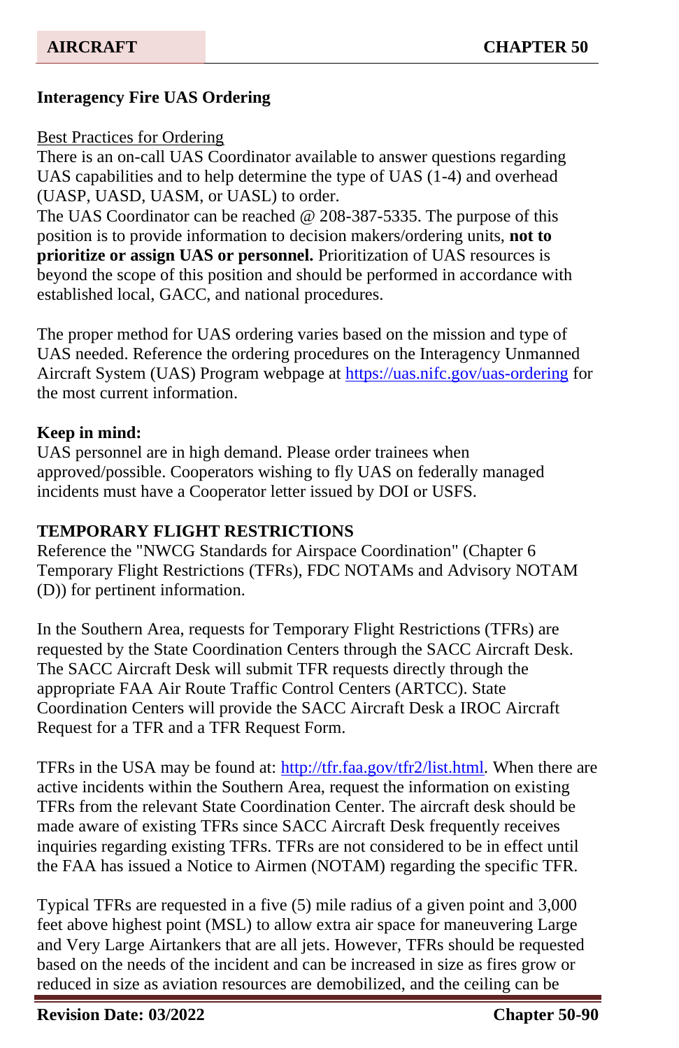**Interagency Fire UAS Ordering**

Best Practices for Ordering

There is an on-call UAS Coordinator available to answer questions regarding UAS capabilities and to help determine the type of UAS (1-4) and overhead (UASP, UASD, UASM, or UASL) to order.

The UAS Coordinator can be reached @ 208-387-5335. The purpose of this position is to provide information to decision makers/ordering units, **not to prioritize or assign UAS or personnel.** Prioritization of UAS resources is beyond the scope of this position and should be performed in accordance with established local, GACC, and national procedures.

The proper method for UAS ordering varies based on the mission and type of UAS needed. Reference the ordering procedures on the Interagency Unmanned Aircraft System (UAS) Program webpage at https://uas.nifc.gov/uas-ordering for the most current information.

**Keep in mind:**

UAS personnel are in high demand. Please order trainees when approved/possible. Cooperators wishing to fly UAS on federally managed incidents must have a Cooperator letter issued by DOI or USFS.

**TEMPORARY FLIGHT RESTRICTIONS**

Reference the "NWCG Standards for Airspace Coordination" (Chapter 6 Temporary Flight Restrictions (TFRs), FDC NOTAMs and Advisory NOTAM (D)) for pertinent information.

In the Southern Area, requests for Temporary Flight Restrictions (TFRs) are requested by the State Coordination Centers through the SACC Aircraft Desk. The SACC Aircraft Desk will submit TFR requests directly through the appropriate FAA Air Route Traffic Control Centers (ARTCC). State Coordination Centers will provide the SACC Aircraft Desk a IROC Aircraft Request for a TFR and a TFR Request Form.

TFRs in the USA may be found at: http://tfr.faa.gov/tfr2/list.html. When there are active incidents within the Southern Area, request the information on existing TFRs from the relevant State Coordination Center. The aircraft desk should be made aware of existing TFRs since SACC Aircraft Desk frequently receives inquiries regarding existing TFRs. TFRs are not considered to be in effect until the FAA has issued a Notice to Airmen (NOTAM) regarding the specific TFR.

Typical TFRs are requested in a five (5) mile radius of a given point and 3,000 feet above highest point (MSL) to allow extra air space for maneuvering Large and Very Large Airtankers that are all jets. However, TFRs should be requested based on the needs of the incident and can be increased in size as fires grow or reduced in size as aviation resources are demobilized, and the ceiling can be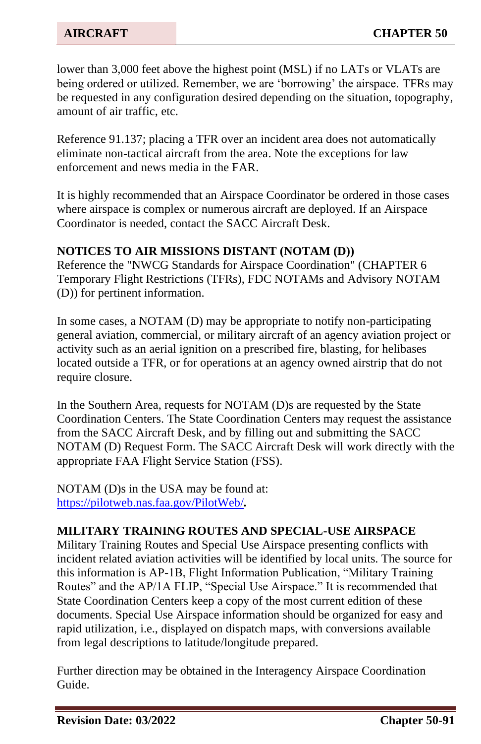lower than 3,000 feet above the highest point (MSL) if no LATs or VLATs are being ordered or utilized. Remember, we are 'borrowing' the airspace. TFRs may be requested in any configuration desired depending on the situation, topography, amount of air traffic, etc.

Reference 91.137; placing a TFR over an incident area does not automatically eliminate non-tactical aircraft from the area. Note the exceptions for law enforcement and news media in the FAR.

It is highly recommended that an Airspace Coordinator be ordered in those cases where airspace is complex or numerous aircraft are deployed. If an Airspace Coordinator is needed, contact the SACC Aircraft Desk.

## NOTICES TO AIR MISSIONS DISTANT (NOTAM (D))

Reference the "NWCG Standards for Airspace Coordination" (CHAPTER 6 Temporary Flight Restrictions (TFRs), FDC NOTAMs and Advisory NOTAM (D)) for pertinent information.

In some cases, a NOTAM (D) may be appropriate to notify non-participating general aviation, commercial, or military aircraft of an agency aviation project or activity such as an aerial ignition on a prescribed fire, blasting, for helibases located outside a TFR, or for operations at an agency owned airstrip that do not require closure.

In the Southern Area, requests for NOTAM (D)s are requested by the State Coordination Centers. The State Coordination Centers may request the assistance from the SACC Aircraft Desk, and by filling out and submitting the SACC NOTAM (D) Request Form. The SACC Aircraft Desk will work directly with the appropriate FAA Flight Service Station (FSS).

NOTAM (D)s in the USA may be found at: https://pilotweb.nas.faa.gov/PilotWeb/**.**

## MILITARY TRAINING ROUTES AND SPECIAL-USE AIRSPACE

Military Training Routes and Special Use Airspace presenting conflicts with incident related aviation activities will be identified by local units. The source for this information is AP-1B, Flight Information Publication, "Military Training Routes" and the AP/1A FLIP, "Special Use Airspace." It is recommended that State Coordination Centers keep a copy of the most current edition of these documents. Special Use Airspace information should be organized for easy and rapid utilization, i.e., displayed on dispatch maps, with conversions available from legal descriptions to latitude/longitude prepared.

Further direction may be obtained in the Interagency Airspace Coordination Guide.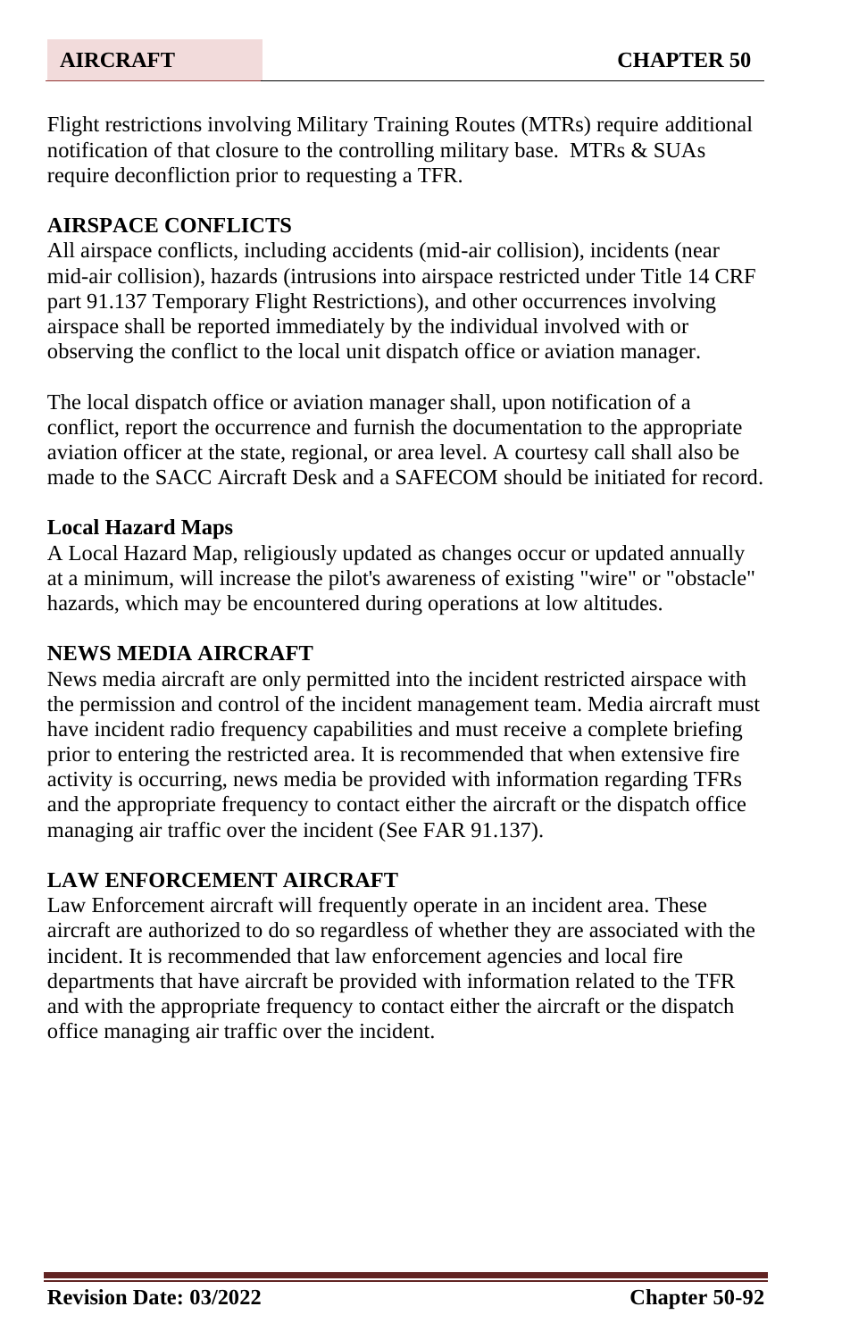Flight restrictions involving Military Training Routes (MTRs) require additional notification of that closure to the controlling military base. MTRs & SUAs require deconfliction prior to requesting a TFR.

## AIRSPACE CONFLICTS

All airspace conflicts, including accidents (mid-air collision), incidents (near mid-air collision), hazards (intrusions into airspace restricted under Title 14 CRF part 91.137 Temporary Flight Restrictions), and other occurrences involving airspace shall be reported immediately by the individual involved with or observing the conflict to the local unit dispatch office or aviation manager.

The local dispatch office or aviation manager shall, upon notification of a conflict, report the occurrence and furnish the documentation to the appropriate aviation officer at the state, regional, or area level. A courtesy call shall also be made to the SACC Aircraft Desk and a SAFECOM should be initiated for record.

### Local Hazard Maps

A Local Hazard Map, religiously updated as changes occur or updated annually at a minimum, will increase the pilot's awareness of existing "wire" or "obstacle" hazards, which may be encountered during operations at low altitudes.

## NEWS MEDIA AIRCRAFT

News media aircraft are only permitted into the incident restricted airspace with the permission and control of the incident management team. Media aircraft must have incident radio frequency capabilities and must receive a complete briefing prior to entering the restricted area. It is recommended that when extensive fire activity is occurring, news media be provided with information regarding TFRs and the appropriate frequency to contact either the aircraft or the dispatch office managing air traffic over the incident (See FAR 91.137).

## LAW ENFORCEMENT AIRCRAFT

Law Enforcement aircraft will frequently operate in an incident area. These aircraft are authorized to do so regardless of whether they are associated with the incident. It is recommended that law enforcement agencies and local fire departments that have aircraft be provided with information related to the TFR and with the appropriate frequency to contact either the aircraft or the dispatch office managing air traffic over the incident.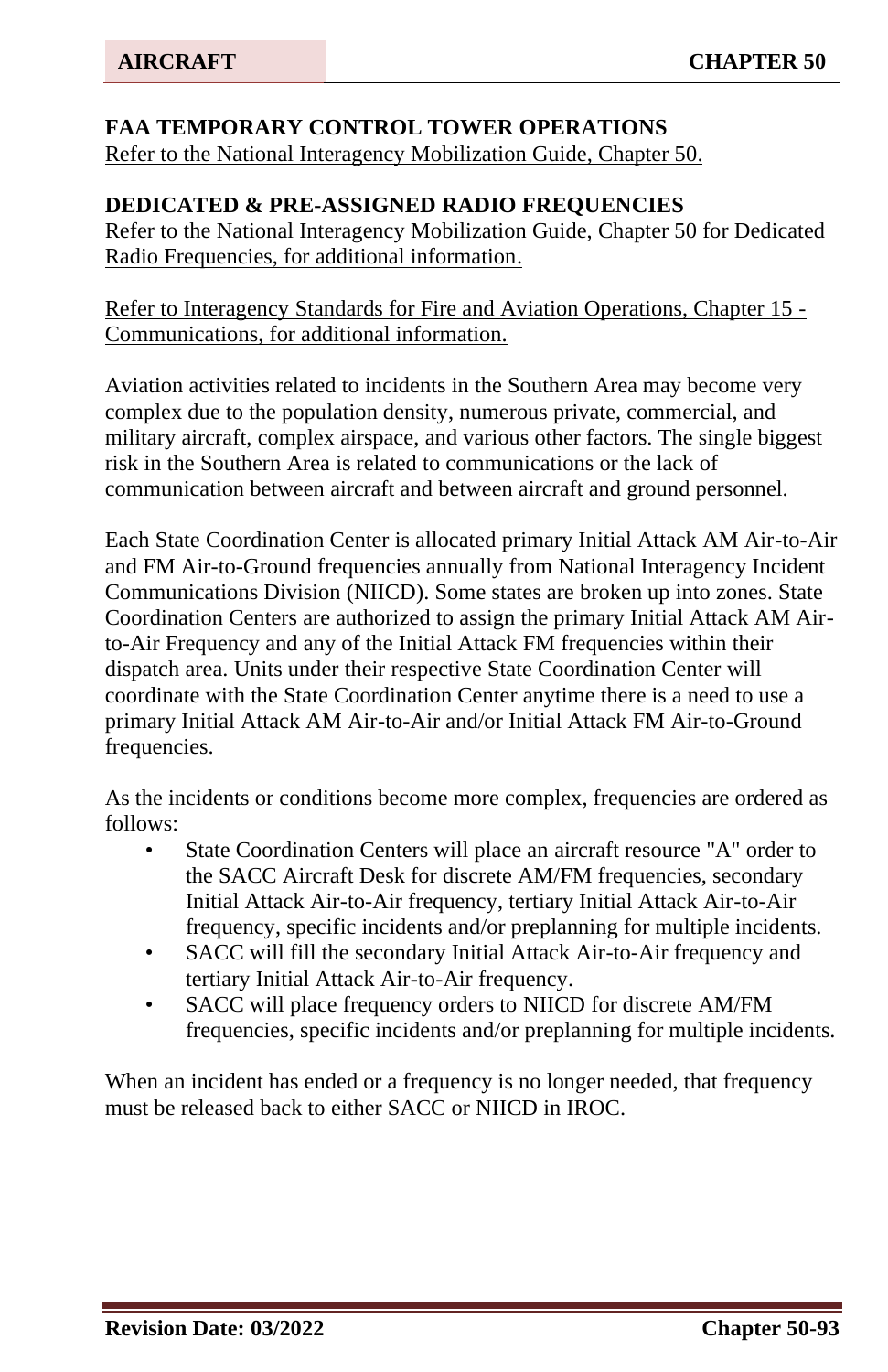## FAA TEMPORARY CONTROL TOWER OPERATIONS

Refer to the National Interagency Mobilization Guide, Chapter 50.

## DEDICATED & PRE-ASSIGNED RADIO FREQUENCIES

Refer to the National Interagency Mobilization Guide, Chapter 50 for Dedicated Radio Frequencies, for additional information.

Refer to Interagency Standards for Fire and Aviation Operations, Chapter 15 - Communications, for additional information.

Aviation activities related to incidents in the Southern Area may become very complex due to the population density, numerous private, commercial, and military aircraft, complex airspace, and various other factors. The single biggest risk in the Southern Area is related to communications or the lack of communication between aircraft and between aircraft and ground personnel.

Each State Coordination Center is allocated primary Initial Attack AM Air-to-Air and FM Air-to-Ground frequencies annually from National Interagency Incident Communications Division (NIICD). Some states are broken up into zones. State Coordination Centers are authorized to assign the primary Initial Attack AM Air-to-Air Frequency and any of the Initial Attack FM frequencies within their dispatch area. Units under their respective State Coordination Center will coordinate with the State Coordination Center anytime there is a need to use a primary Initial Attack AM Air-to-Air and/or Initial Attack FM Air-to-Ground frequencies.

As the incidents or conditions become more complex, frequencies are ordered as follows:

- State Coordination Centers will place an aircraft resource "A" order to the SACC Aircraft Desk for discrete AM/FM frequencies, secondary Initial Attack Air-to-Air frequency, tertiary Initial Attack Air-to-Air frequency, specific incidents and/or preplanning for multiple incidents.
- SACC will fill the secondary Initial Attack Air-to-Air frequency and tertiary Initial Attack Air-to-Air frequency.
- SACC will place frequency orders to NIICD for discrete AM/FM frequencies, specific incidents and/or preplanning for multiple incidents.

When an incident has ended or a frequency is no longer needed, that frequency must be released back to either SACC or NIICD in IROC.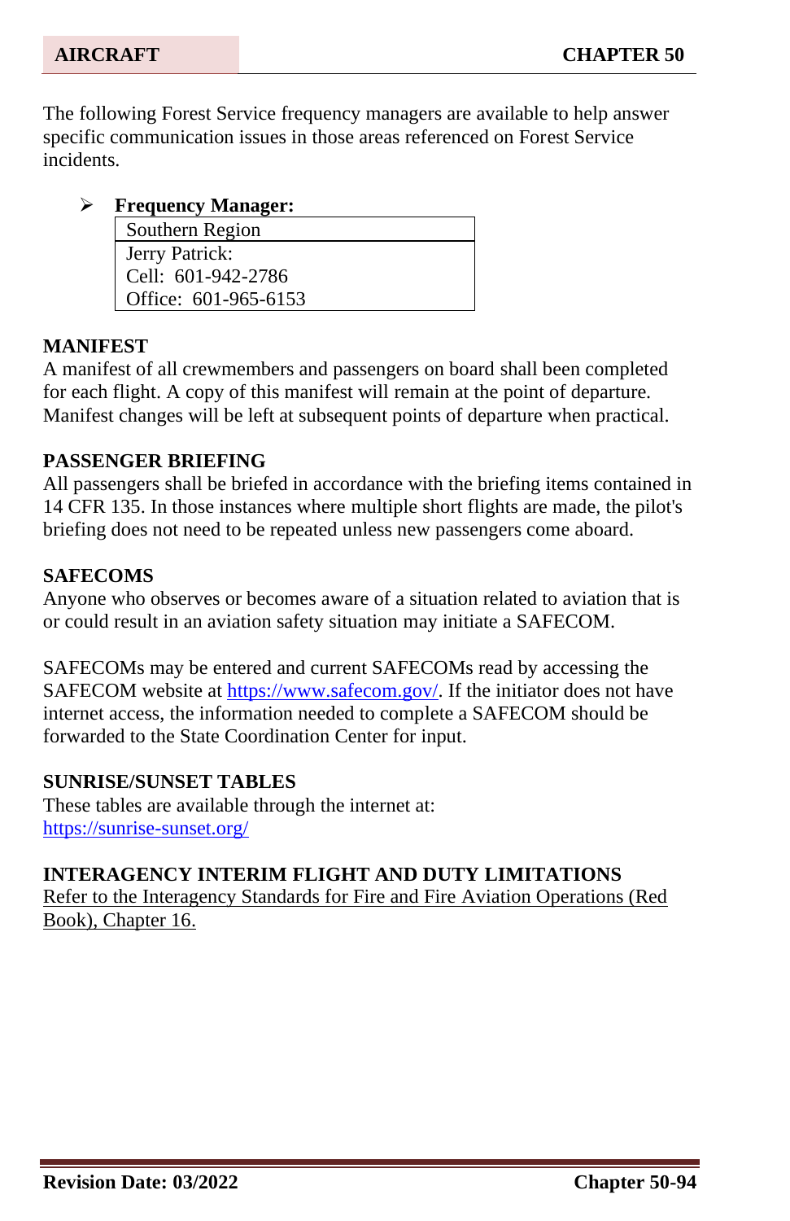The following Forest Service frequency managers are available to help answer specific communication issues in those areas referenced on Forest Service incidents.

- **Frequency Manager:**

| Southern Region |
|---|
| Jerry Patrick:<br>Cell: 601-942-2786<br>Office: 601-965-6153 |

## MANIFEST

A manifest of all crewmembers and passengers on board shall been completed for each flight. A copy of this manifest will remain at the point of departure. Manifest changes will be left at subsequent points of departure when practical.

## PASSENGER BRIEFING

All passengers shall be briefed in accordance with the briefing items contained in 14 CFR 135. In those instances where multiple short flights are made, the pilot's briefing does not need to be repeated unless new passengers come aboard.

## SAFECOMS

Anyone who observes or becomes aware of a situation related to aviation that is or could result in an aviation safety situation may initiate a SAFECOM.

SAFECOMs may be entered and current SAFECOMs read by accessing the SAFECOM website at https://www.safecom.gov/. If the initiator does not have internet access, the information needed to complete a SAFECOM should be forwarded to the State Coordination Center for input.

## SUNRISE/SUNSET TABLES

These tables are available through the internet at:
https://sunrise-sunset.org/

## INTERAGENCY INTERIM FLIGHT AND DUTY LIMITATIONS

Refer to the Interagency Standards for Fire and Fire Aviation Operations (Red Book), Chapter 16.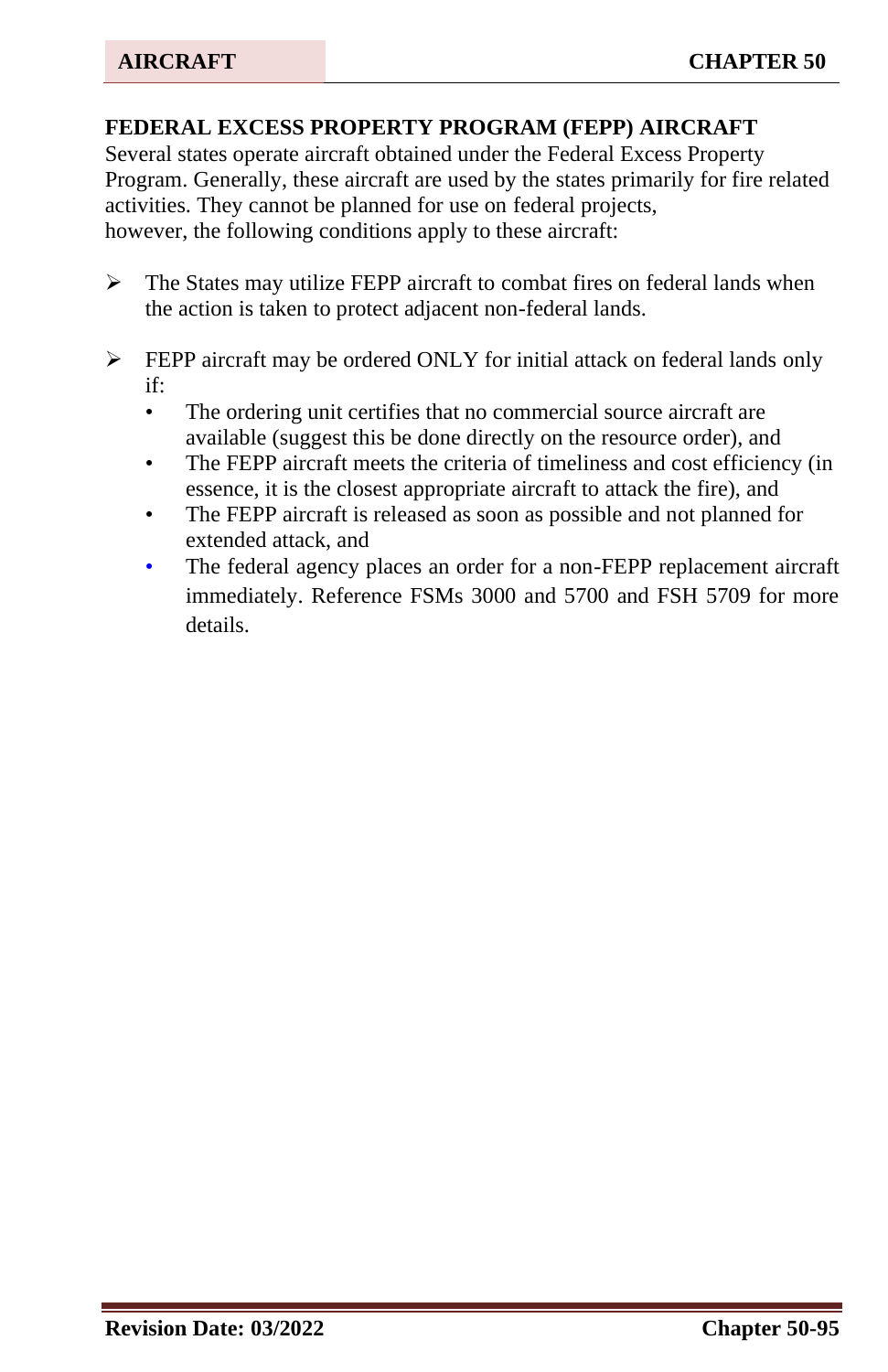## FEDERAL EXCESS PROPERTY PROGRAM (FEPP) AIRCRAFT

Several states operate aircraft obtained under the Federal Excess Property Program. Generally, these aircraft are used by the states primarily for fire related activities. They cannot be planned for use on federal projects, however, the following conditions apply to these aircraft:

- The States may utilize FEPP aircraft to combat fires on federal lands when the action is taken to protect adjacent non-federal lands.
- FEPP aircraft may be ordered ONLY for initial attack on federal lands only if:
  - The ordering unit certifies that no commercial source aircraft are available (suggest this be done directly on the resource order), and
  - The FEPP aircraft meets the criteria of timeliness and cost efficiency (in essence, it is the closest appropriate aircraft to attack the fire), and
  - The FEPP aircraft is released as soon as possible and not planned for extended attack, and
  - The federal agency places an order for a non-FEPP replacement aircraft immediately. Reference FSMs 3000 and 5700 and FSH 5709 for more details.